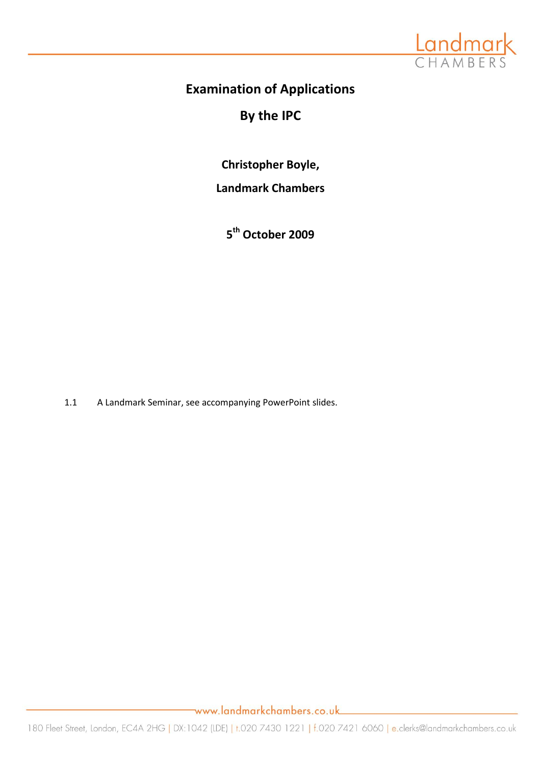# Examination of Applications

# By the IPC

**Christopher Boyle,**

**Landmark Chambers**

**5th October 2009**

1.1 A Landmark Seminar, see accompanying PowerPoint slides.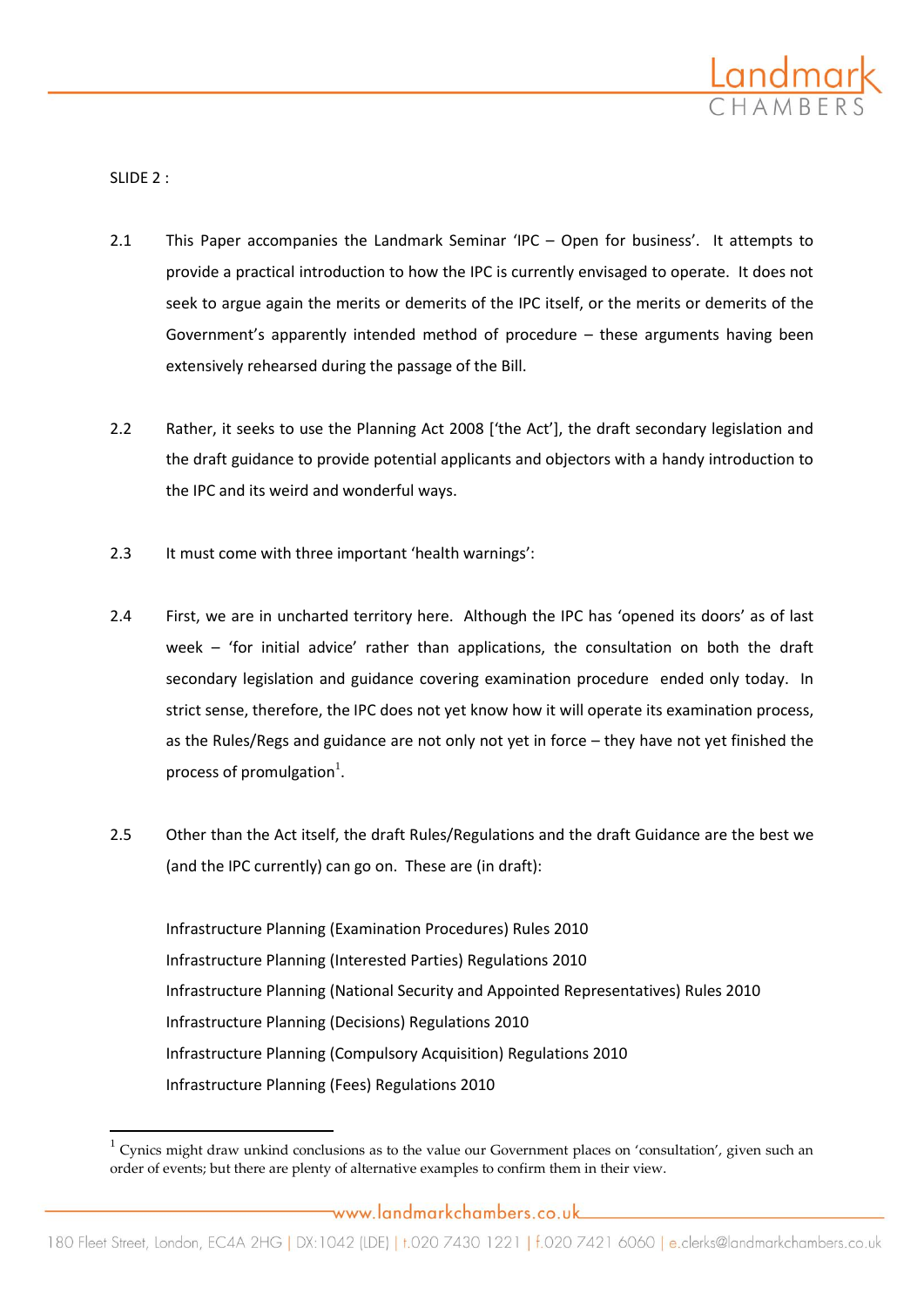SLIDE 2 :

2.1 This Paper accompanies the Landmark Seminar 'IPC – Open for business'. It attempts to provide a practical introduction to how the IPC is currently envisaged to operate. It does not seek to argue again the merits or demerits of the IPC itself, or the merits or demerits of the Government's apparently intended method of procedure – these arguments having been extensively rehearsed during the passage of the Bill.

2.2 Rather, it seeks to use the Planning Act 2008 ['the Act'], the draft secondary legislation and the draft guidance to provide potential applicants and objectors with a handy introduction to the IPC and its weird and wonderful ways.

2.3 It must come with three important 'health warnings':

2.4 First, we are in uncharted territory here. Although the IPC has 'opened its doors' as of last week – 'for initial advice' rather than applications, the consultation on both the draft secondary legislation and guidance covering examination procedure ended only today. In strict sense, therefore, the IPC does not yet know how it will operate its examination process, as the Rules/Regs and guidance are not only not yet in force – they have not yet finished the process of promulgation[1].

2.5 Other than the Act itself, the draft Rules/Regulations and the draft Guidance are the best we (and the IPC currently) can go on. These are (in draft):

Infrastructure Planning (Examination Procedures) Rules 2010
Infrastructure Planning (Interested Parties) Regulations 2010
Infrastructure Planning (National Security and Appointed Representatives) Rules 2010
Infrastructure Planning (Decisions) Regulations 2010
Infrastructure Planning (Compulsory Acquisition) Regulations 2010
Infrastructure Planning (Fees) Regulations 2010

[1] Cynics might draw unkind conclusions as to the value our Government places on 'consultation', given such an order of events; but there are plenty of alternative examples to confirm them in their view.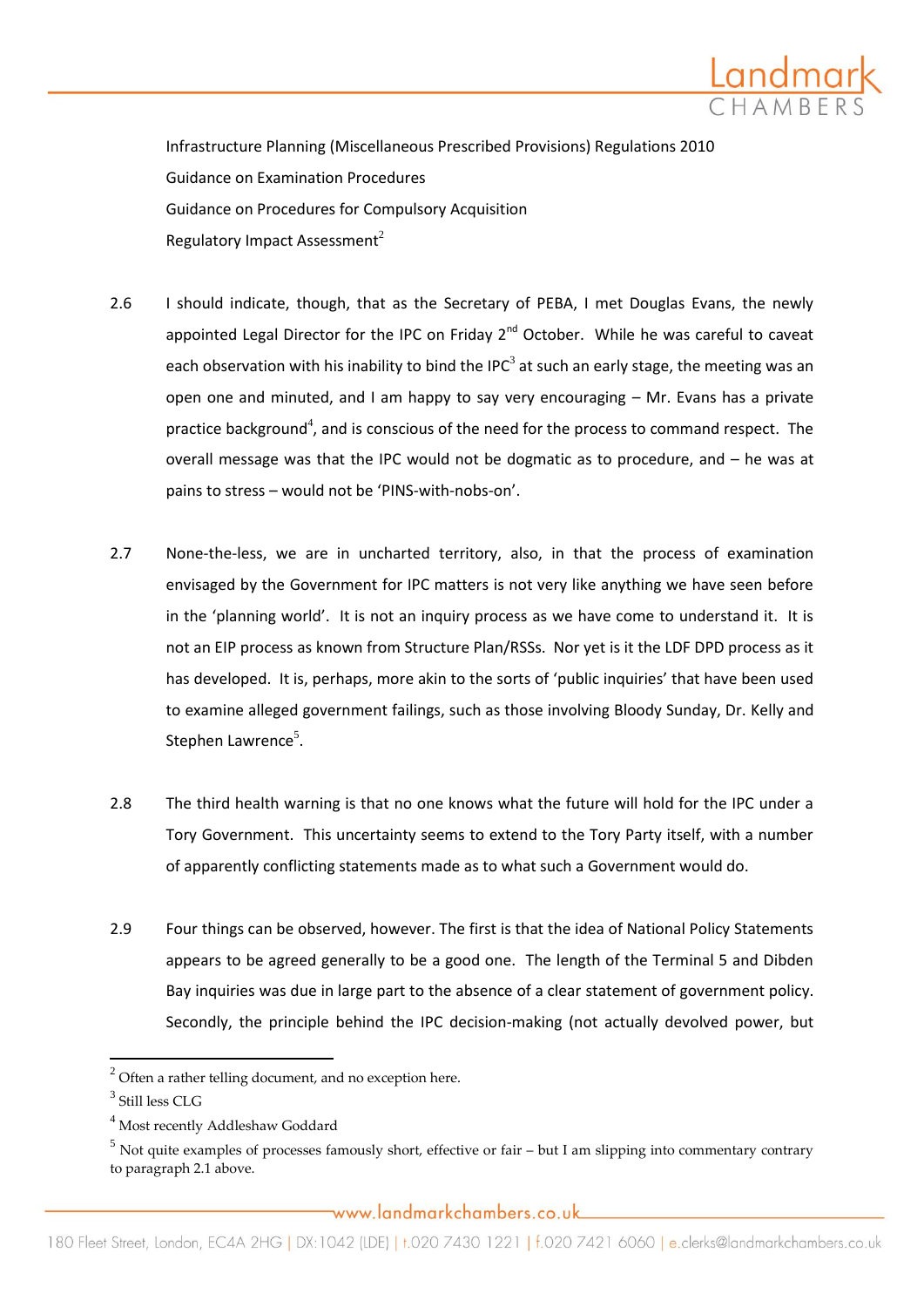Infrastructure Planning (Miscellaneous Prescribed Provisions) Regulations 2010

Guidance on Examination Procedures

Guidance on Procedures for Compulsory Acquisition

Regulatory Impact Assessment[2]

2.6 I should indicate, though, that as the Secretary of PEBA, I met Douglas Evans, the newly appointed Legal Director for the IPC on Friday 2nd October. While he was careful to caveat each observation with his inability to bind the IPC[3] at such an early stage, the meeting was an open one and minuted, and I am happy to say very encouraging – Mr. Evans has a private practice background[4], and is conscious of the need for the process to command respect. The overall message was that the IPC would not be dogmatic as to procedure, and – he was at pains to stress – would not be 'PINS-with-nobs-on'.

2.7 None-the-less, we are in uncharted territory, also, in that the process of examination envisaged by the Government for IPC matters is not very like anything we have seen before in the 'planning world'. It is not an inquiry process as we have come to understand it. It is not an EIP process as known from Structure Plan/RSSs. Nor yet is it the LDF DPD process as it has developed. It is, perhaps, more akin to the sorts of 'public inquiries' that have been used to examine alleged government failings, such as those involving Bloody Sunday, Dr. Kelly and Stephen Lawrence[5].

2.8 The third health warning is that no one knows what the future will hold for the IPC under a Tory Government. This uncertainty seems to extend to the Tory Party itself, with a number of apparently conflicting statements made as to what such a Government would do.

2.9 Four things can be observed, however. The first is that the idea of National Policy Statements appears to be agreed generally to be a good one. The length of the Terminal 5 and Dibden Bay inquiries was due in large part to the absence of a clear statement of government policy. Secondly, the principle behind the IPC decision-making (not actually devolved power, but

---

[2] Often a rather telling document, and no exception here.

[3] Still less CLG

[4] Most recently Addleshaw Goddard

[5] Not quite examples of processes famously short, effective or fair – but I am slipping into commentary contrary to paragraph 2.1 above.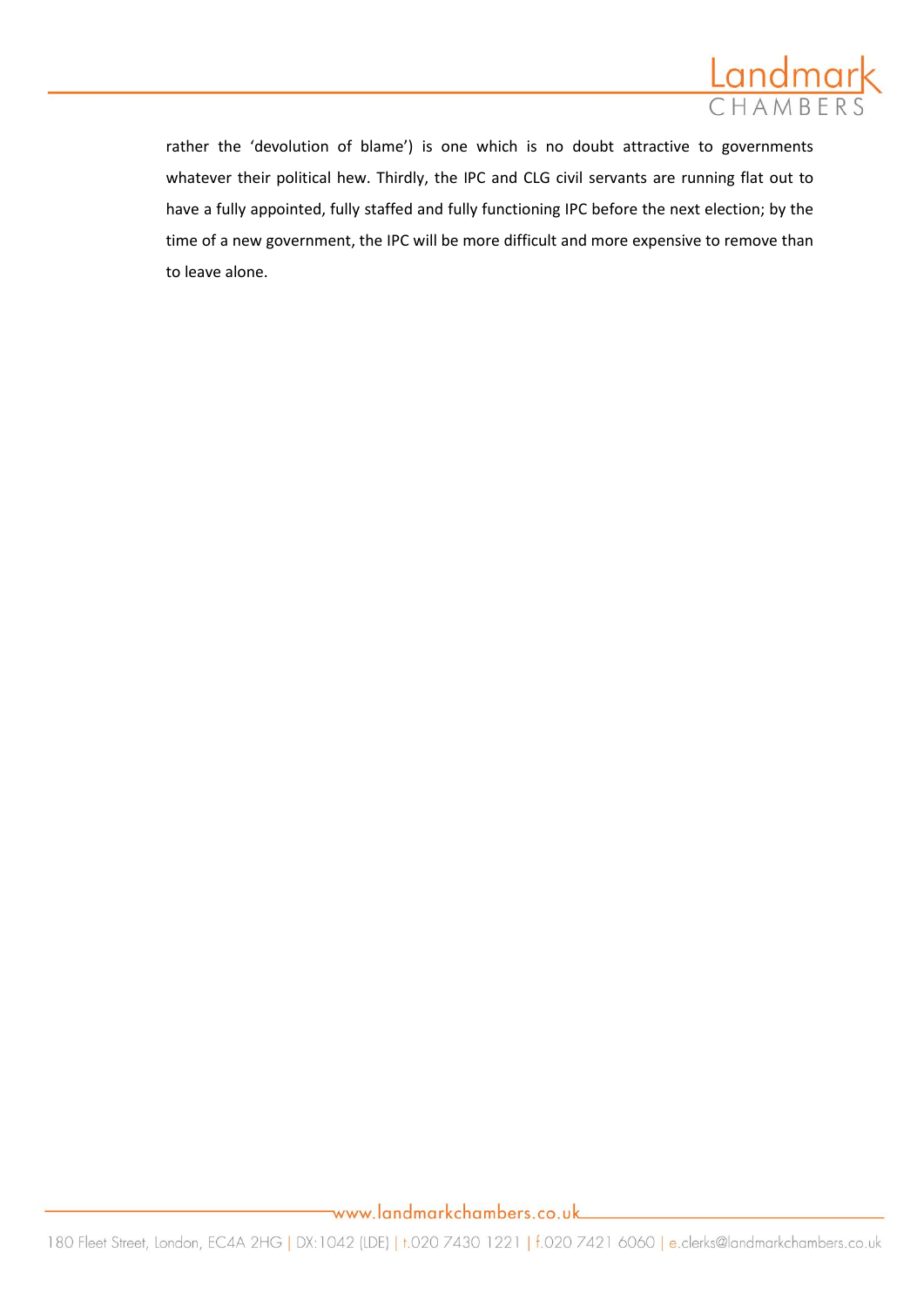rather the 'devolution of blame') is one which is no doubt attractive to governments whatever their political hew. Thirdly, the IPC and CLG civil servants are running flat out to have a fully appointed, fully staffed and fully functioning IPC before the next election; by the time of a new government, the IPC will be more difficult and more expensive to remove than to leave alone.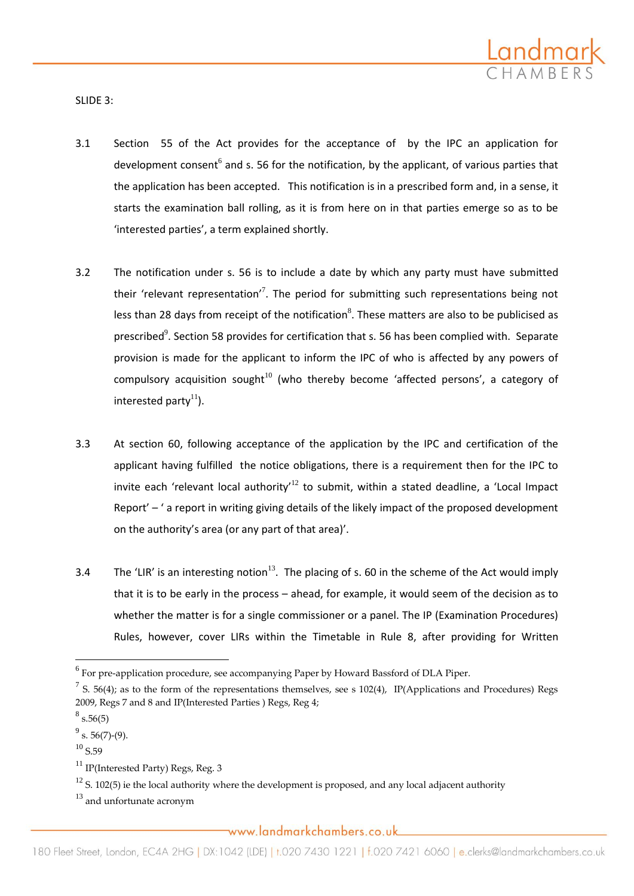SLIDE 3:

3.1 Section 55 of the Act provides for the acceptance of by the IPC an application for development consent[6] and s. 56 for the notification, by the applicant, of various parties that the application has been accepted. This notification is in a prescribed form and, in a sense, it starts the examination ball rolling, as it is from here on in that parties emerge so as to be 'interested parties', a term explained shortly.

3.2 The notification under s. 56 is to include a date by which any party must have submitted their 'relevant representation'[7]. The period for submitting such representations being not less than 28 days from receipt of the notification[8]. These matters are also to be publicised as prescribed[9]. Section 58 provides for certification that s. 56 has been complied with. Separate provision is made for the applicant to inform the IPC of who is affected by any powers of compulsory acquisition sought[10] (who thereby become 'affected persons', a category of interested party[11]).

3.3 At section 60, following acceptance of the application by the IPC and certification of the applicant having fulfilled the notice obligations, there is a requirement then for the IPC to invite each 'relevant local authority'[12] to submit, within a stated deadline, a 'Local Impact Report' – ' a report in writing giving details of the likely impact of the proposed development on the authority's area (or any part of that area)'.

3.4 The 'LIR' is an interesting notion[13]. The placing of s. 60 in the scheme of the Act would imply that it is to be early in the process – ahead, for example, it would seem of the decision as to whether the matter is for a single commissioner or a panel. The IP (Examination Procedures) Rules, however, cover LIRs within the Timetable in Rule 8, after providing for Written

---

[6] For pre-application procedure, see accompanying Paper by Howard Bassford of DLA Piper.

[7] S. 56(4); as to the form of the representations themselves, see s 102(4), IP(Applications and Procedures) Regs 2009, Regs 7 and 8 and IP(Interested Parties ) Regs, Reg 4;

[8] s.56(5)

[9] s. 56(7)-(9).

[10] S.59

[11] IP(Interested Party) Regs, Reg. 3

[12] S. 102(5) ie the local authority where the development is proposed, and any local adjacent authority

[13] and unfortunate acronym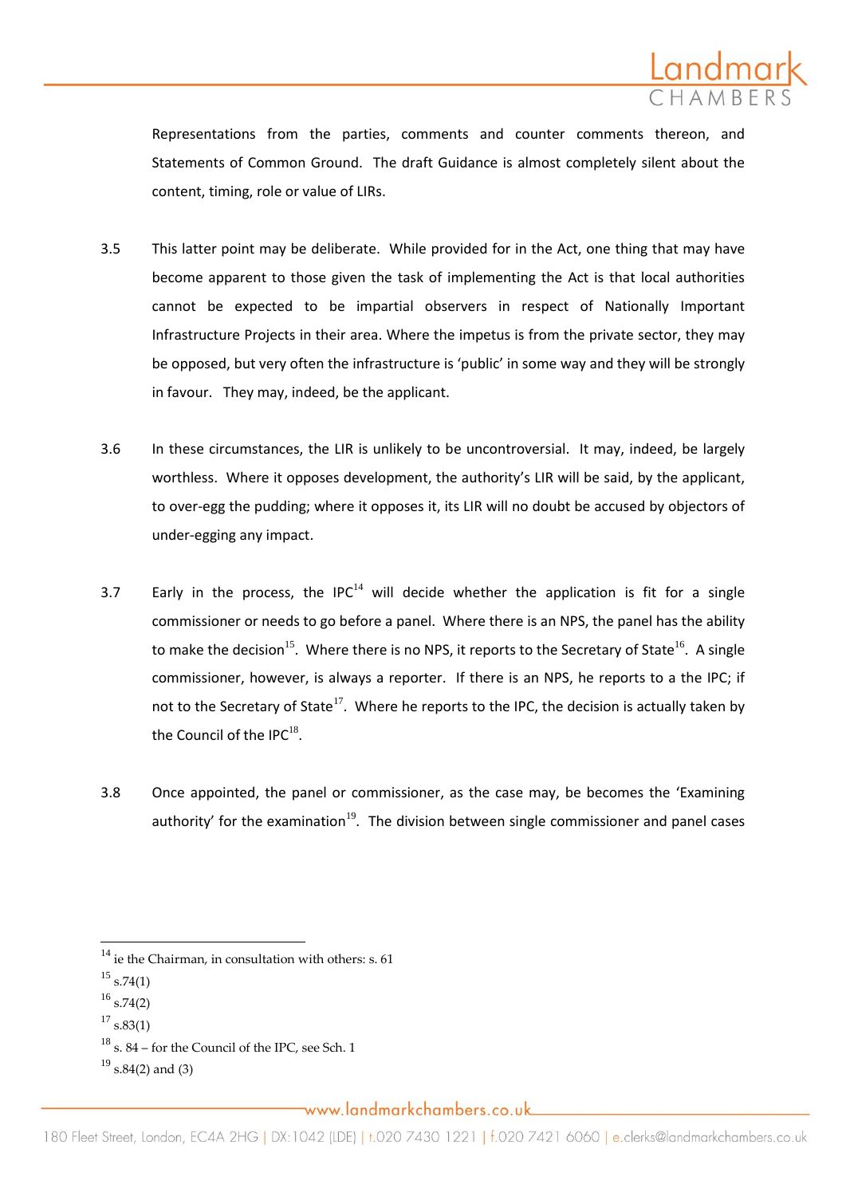Representations from the parties, comments and counter comments thereon, and Statements of Common Ground. The draft Guidance is almost completely silent about the content, timing, role or value of LIRs.

3.5 This latter point may be deliberate. While provided for in the Act, one thing that may have become apparent to those given the task of implementing the Act is that local authorities cannot be expected to be impartial observers in respect of Nationally Important Infrastructure Projects in their area. Where the impetus is from the private sector, they may be opposed, but very often the infrastructure is 'public' in some way and they will be strongly in favour. They may, indeed, be the applicant.

3.6 In these circumstances, the LIR is unlikely to be uncontroversial. It may, indeed, be largely worthless. Where it opposes development, the authority's LIR will be said, by the applicant, to over-egg the pudding; where it opposes it, its LIR will no doubt be accused by objectors of under-egging any impact.

3.7 Early in the process, the IPC[14] will decide whether the application is fit for a single commissioner or needs to go before a panel. Where there is an NPS, the panel has the ability to make the decision[15]. Where there is no NPS, it reports to the Secretary of State[16]. A single commissioner, however, is always a reporter. If there is an NPS, he reports to a the IPC; if not to the Secretary of State[17]. Where he reports to the IPC, the decision is actually taken by the Council of the IPC[18].

3.8 Once appointed, the panel or commissioner, as the case may, be becomes the 'Examining authority' for the examination[19]. The division between single commissioner and panel cases

---

[14] ie the Chairman, in consultation with others: s. 61

[15] s.74(1)

[16] s.74(2)

[17] s.83(1)

[18] s. 84 – for the Council of the IPC, see Sch. 1

[19] s.84(2) and (3)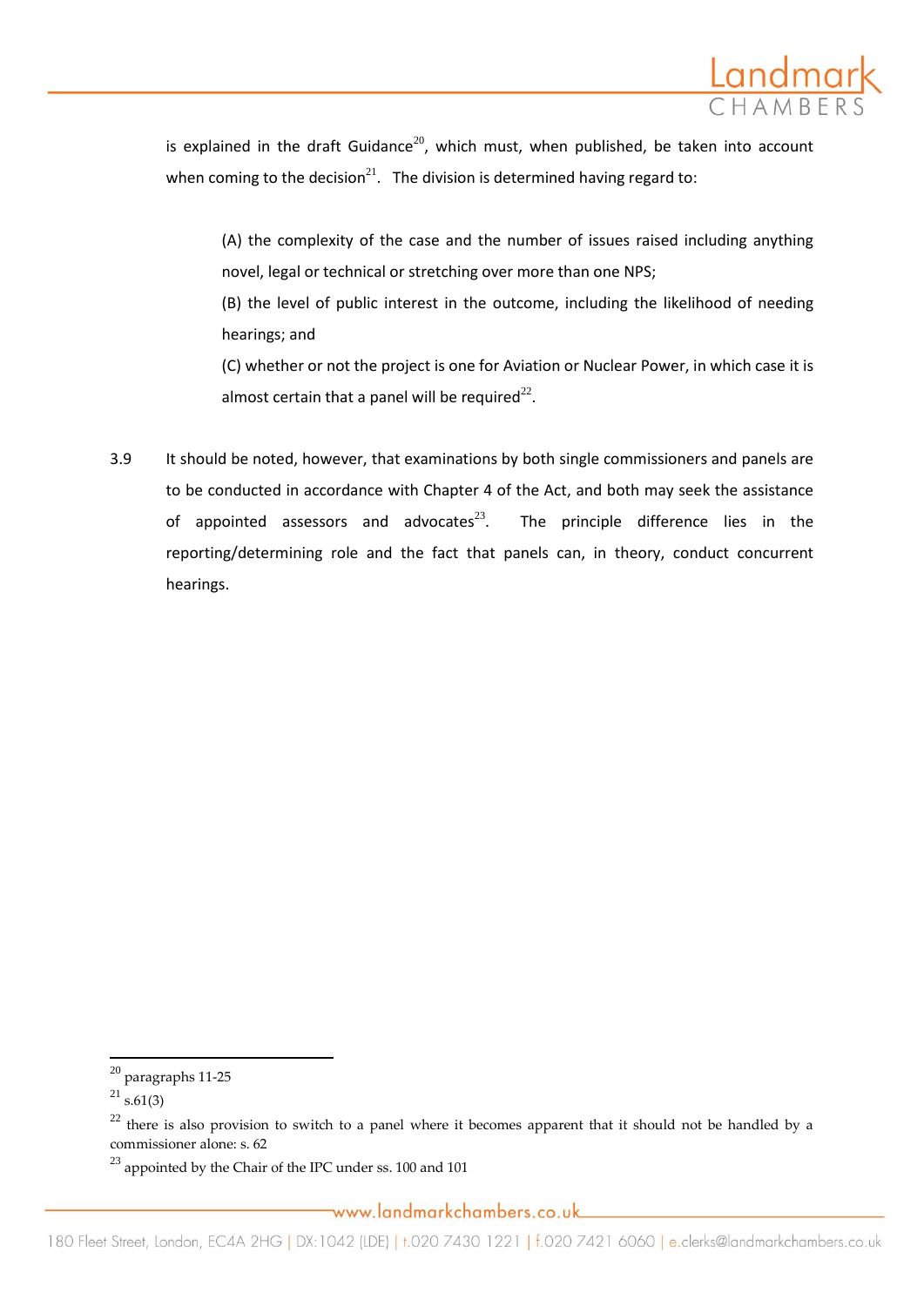is explained in the draft Guidance[20], which must, when published, be taken into account when coming to the decision[21]. The division is determined having regard to:

> (A) the complexity of the case and the number of issues raised including anything novel, legal or technical or stretching over more than one NPS;
>
> (B) the level of public interest in the outcome, including the likelihood of needing hearings; and
>
> (C) whether or not the project is one for Aviation or Nuclear Power, in which case it is almost certain that a panel will be required[22].

3.9 It should be noted, however, that examinations by both single commissioners and panels are to be conducted in accordance with Chapter 4 of the Act, and both may seek the assistance of appointed assessors and advocates[23]. The principle difference lies in the reporting/determining role and the fact that panels can, in theory, conduct concurrent hearings.

---

[20] paragraphs 11-25

[21] s.61(3)

[22] there is also provision to switch to a panel where it becomes apparent that it should not be handled by a commissioner alone: s. 62

[23] appointed by the Chair of the IPC under ss. 100 and 101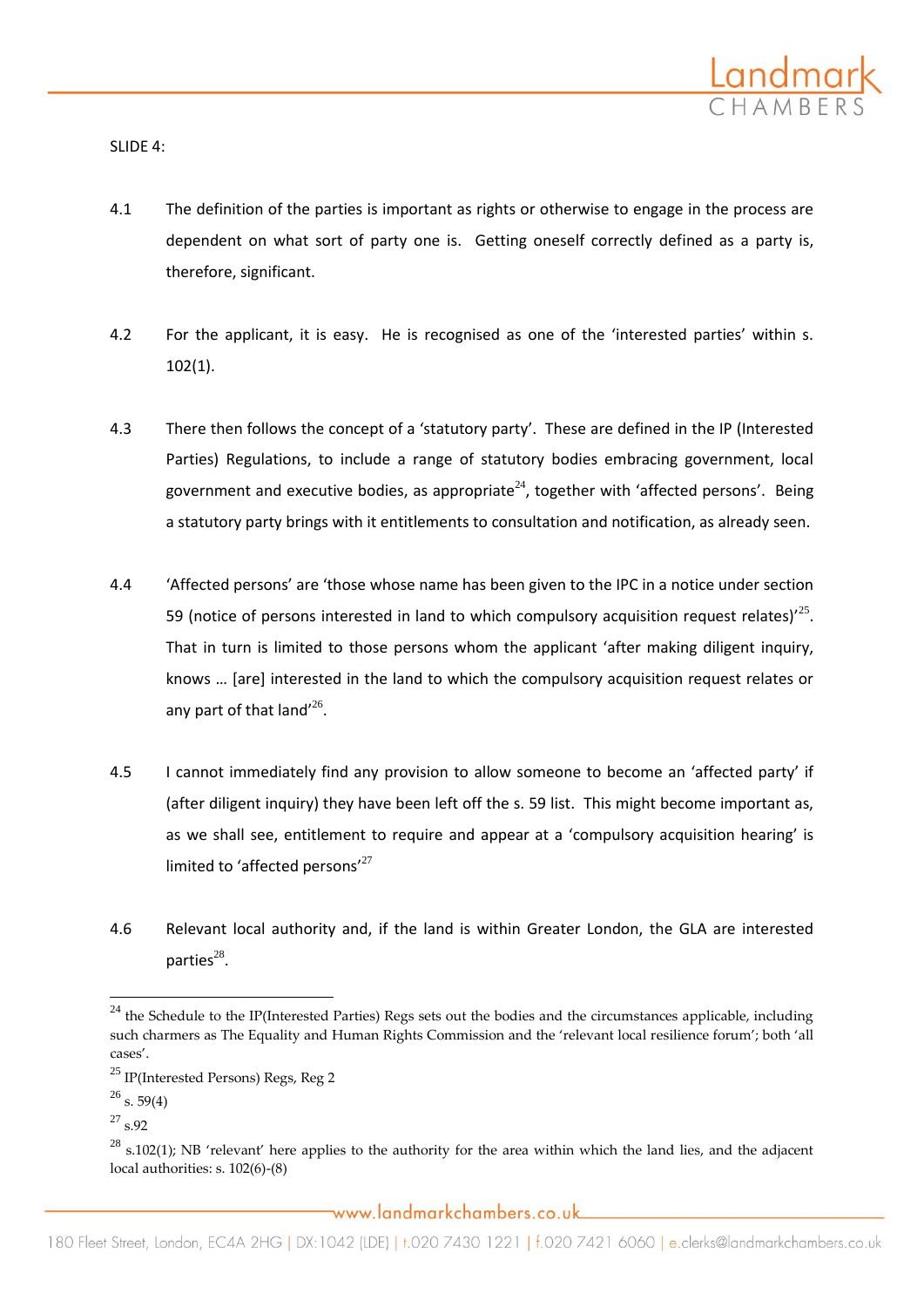SLIDE 4:

4.1 The definition of the parties is important as rights or otherwise to engage in the process are dependent on what sort of party one is. Getting oneself correctly defined as a party is, therefore, significant.

4.2 For the applicant, it is easy. He is recognised as one of the 'interested parties' within s. 102(1).

4.3 There then follows the concept of a 'statutory party'. These are defined in the IP (Interested Parties) Regulations, to include a range of statutory bodies embracing government, local government and executive bodies, as appropriate[24], together with 'affected persons'. Being a statutory party brings with it entitlements to consultation and notification, as already seen.

4.4 'Affected persons' are 'those whose name has been given to the IPC in a notice under section 59 (notice of persons interested in land to which compulsory acquisition request relates)'[25]. That in turn is limited to those persons whom the applicant 'after making diligent inquiry, knows … [are] interested in the land to which the compulsory acquisition request relates or any part of that land'[26].

4.5 I cannot immediately find any provision to allow someone to become an 'affected party' if (after diligent inquiry) they have been left off the s. 59 list. This might become important as, as we shall see, entitlement to require and appear at a 'compulsory acquisition hearing' is limited to 'affected persons'[27]

4.6 Relevant local authority and, if the land is within Greater London, the GLA are interested parties[28].

---

[24] the Schedule to the IP(Interested Parties) Regs sets out the bodies and the circumstances applicable, including such charmers as The Equality and Human Rights Commission and the 'relevant local resilience forum'; both 'all cases'.

[25] IP(Interested Persons) Regs, Reg 2

[26] s. 59(4)

[27] s.92

[28] s.102(1); NB 'relevant' here applies to the authority for the area within which the land lies, and the adjacent local authorities: s. 102(6)-(8)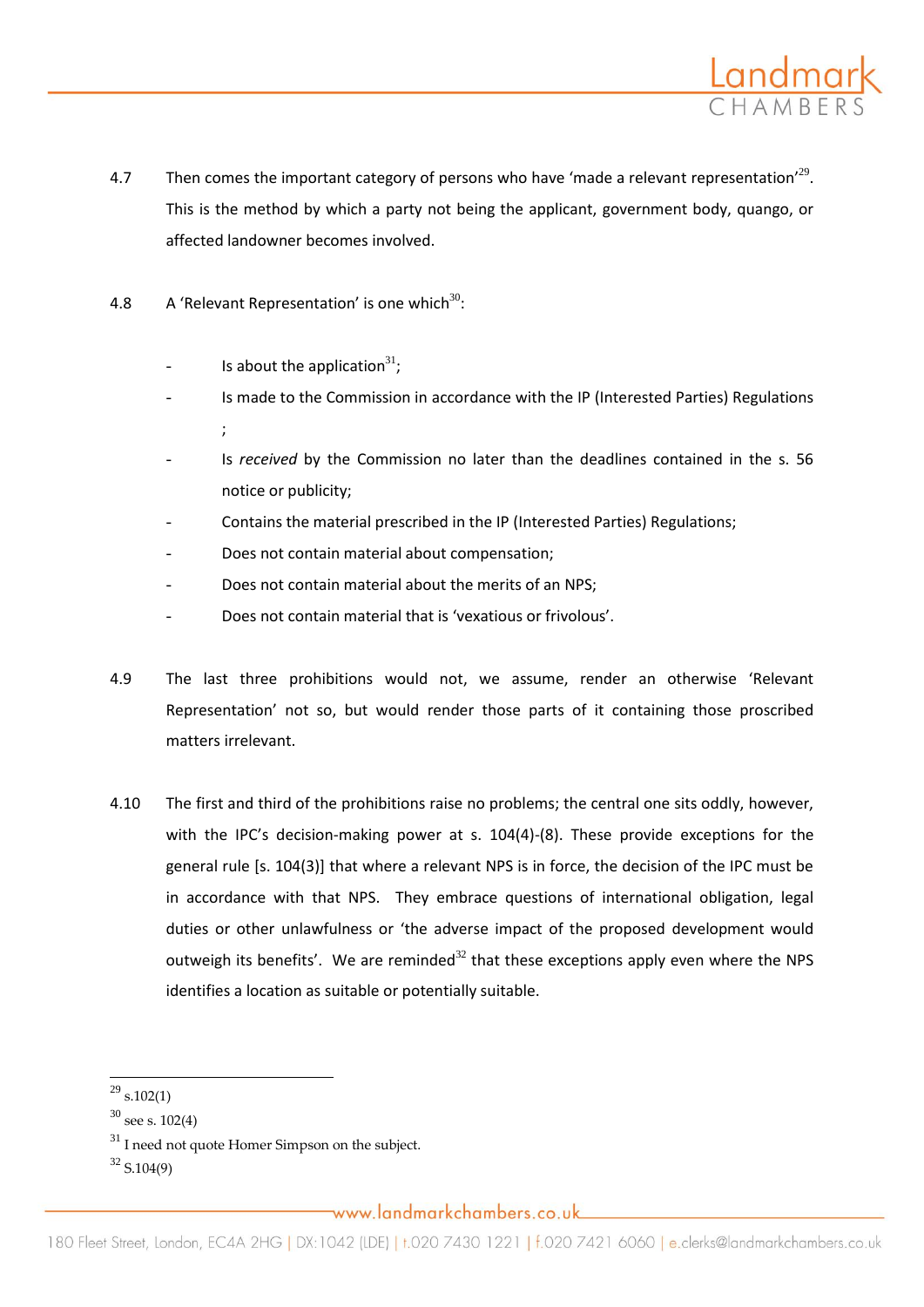4.7 Then comes the important category of persons who have 'made a relevant representation'[29]. This is the method by which a party not being the applicant, government body, quango, or affected landowner becomes involved.

4.8 A 'Relevant Representation' is one which[30]:

- Is about the application[31];
- Is made to the Commission in accordance with the IP (Interested Parties) Regulations ;
- Is *received* by the Commission no later than the deadlines contained in the s. 56 notice or publicity;
- Contains the material prescribed in the IP (Interested Parties) Regulations;
- Does not contain material about compensation;
- Does not contain material about the merits of an NPS;
- Does not contain material that is 'vexatious or frivolous'.

4.9 The last three prohibitions would not, we assume, render an otherwise 'Relevant Representation' not so, but would render those parts of it containing those proscribed matters irrelevant.

4.10 The first and third of the prohibitions raise no problems; the central one sits oddly, however, with the IPC's decision-making power at s. 104(4)-(8). These provide exceptions for the general rule [s. 104(3)] that where a relevant NPS is in force, the decision of the IPC must be in accordance with that NPS. They embrace questions of international obligation, legal duties or other unlawfulness or 'the adverse impact of the proposed development would outweigh its benefits'. We are reminded[32] that these exceptions apply even where the NPS identifies a location as suitable or potentially suitable.

[29] s.102(1)

[30] see s. 102(4)

[31] I need not quote Homer Simpson on the subject.

[32] S.104(9)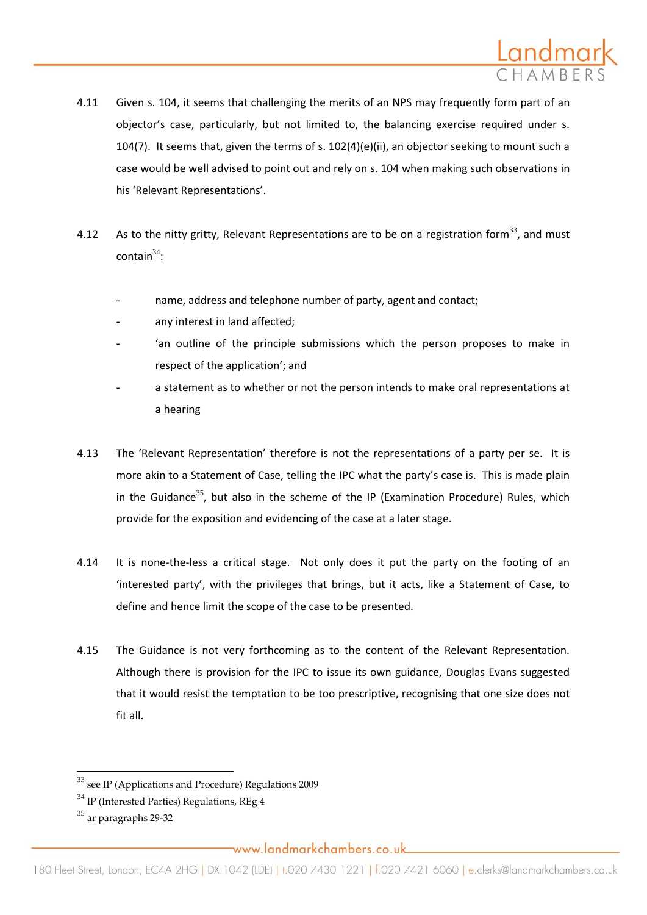4.11 Given s. 104, it seems that challenging the merits of an NPS may frequently form part of an objector's case, particularly, but not limited to, the balancing exercise required under s. 104(7). It seems that, given the terms of s. 102(4)(e)(ii), an objector seeking to mount such a case would be well advised to point out and rely on s. 104 when making such observations in his 'Relevant Representations'.

4.12 As to the nitty gritty, Relevant Representations are to be on a registration form[33], and must contain[34]:

- name, address and telephone number of party, agent and contact;
- any interest in land affected;
- 'an outline of the principle submissions which the person proposes to make in respect of the application'; and
- a statement as to whether or not the person intends to make oral representations at a hearing

4.13 The 'Relevant Representation' therefore is not the representations of a party per se. It is more akin to a Statement of Case, telling the IPC what the party's case is. This is made plain in the Guidance[35], but also in the scheme of the IP (Examination Procedure) Rules, which provide for the exposition and evidencing of the case at a later stage.

4.14 It is none-the-less a critical stage. Not only does it put the party on the footing of an 'interested party', with the privileges that brings, but it acts, like a Statement of Case, to define and hence limit the scope of the case to be presented.

4.15 The Guidance is not very forthcoming as to the content of the Relevant Representation. Although there is provision for the IPC to issue its own guidance, Douglas Evans suggested that it would resist the temptation to be too prescriptive, recognising that one size does not fit all.

---

[33] see IP (Applications and Procedure) Regulations 2009

[34] IP (Interested Parties) Regulations, REg 4

[35] ar paragraphs 29-32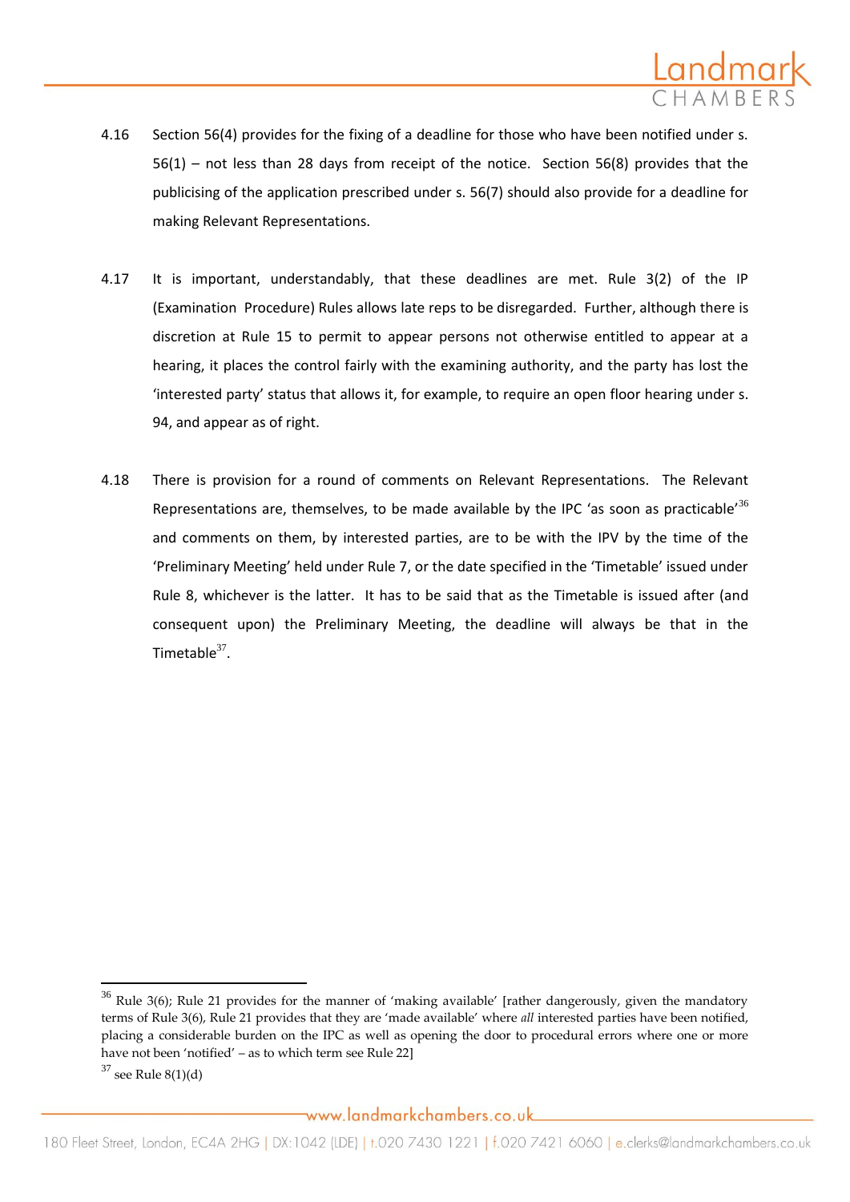4.16 Section 56(4) provides for the fixing of a deadline for those who have been notified under s. 56(1) – not less than 28 days from receipt of the notice. Section 56(8) provides that the publicising of the application prescribed under s. 56(7) should also provide for a deadline for making Relevant Representations.

4.17 It is important, understandably, that these deadlines are met. Rule 3(2) of the IP (Examination Procedure) Rules allows late reps to be disregarded. Further, although there is discretion at Rule 15 to permit to appear persons not otherwise entitled to appear at a hearing, it places the control fairly with the examining authority, and the party has lost the 'interested party' status that allows it, for example, to require an open floor hearing under s. 94, and appear as of right.

4.18 There is provision for a round of comments on Relevant Representations. The Relevant Representations are, themselves, to be made available by the IPC 'as soon as practicable'[36] and comments on them, by interested parties, are to be with the IPV by the time of the 'Preliminary Meeting' held under Rule 7, or the date specified in the 'Timetable' issued under Rule 8, whichever is the latter. It has to be said that as the Timetable is issued after (and consequent upon) the Preliminary Meeting, the deadline will always be that in the Timetable[37].

---

[36] Rule 3(6); Rule 21 provides for the manner of 'making available' [rather dangerously, given the mandatory terms of Rule 3(6), Rule 21 provides that they are 'made available' where *all* interested parties have been notified, placing a considerable burden on the IPC as well as opening the door to procedural errors where one or more have not been 'notified' – as to which term see Rule 22]

[37] see Rule 8(1)(d)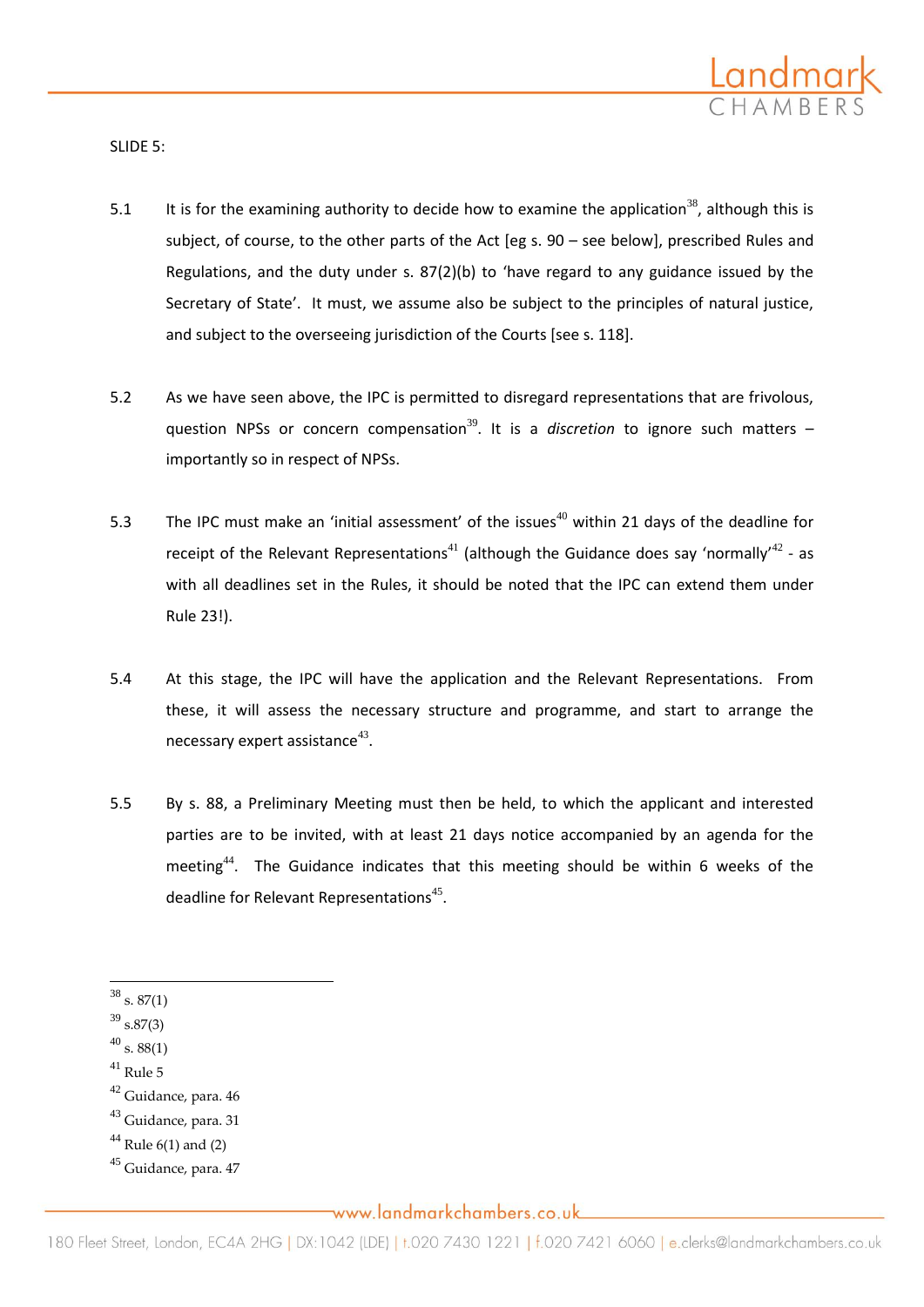SLIDE 5:

5.1 It is for the examining authority to decide how to examine the application[38], although this is subject, of course, to the other parts of the Act [eg s. 90 – see below], prescribed Rules and Regulations, and the duty under s. 87(2)(b) to 'have regard to any guidance issued by the Secretary of State'. It must, we assume also be subject to the principles of natural justice, and subject to the overseeing jurisdiction of the Courts [see s. 118].

5.2 As we have seen above, the IPC is permitted to disregard representations that are frivolous, question NPSs or concern compensation[39]. It is a *discretion* to ignore such matters – importantly so in respect of NPSs.

5.3 The IPC must make an 'initial assessment' of the issues[40] within 21 days of the deadline for receipt of the Relevant Representations[41] (although the Guidance does say 'normally'[42] - as with all deadlines set in the Rules, it should be noted that the IPC can extend them under Rule 23!).

5.4 At this stage, the IPC will have the application and the Relevant Representations. From these, it will assess the necessary structure and programme, and start to arrange the necessary expert assistance[43].

5.5 By s. 88, a Preliminary Meeting must then be held, to which the applicant and interested parties are to be invited, with at least 21 days notice accompanied by an agenda for the meeting[44]. The Guidance indicates that this meeting should be within 6 weeks of the deadline for Relevant Representations[45].

---

[38] s. 87(1)

[39] s.87(3)

[40] s. 88(1)

[41] Rule 5

[42] Guidance, para. 46

[43] Guidance, para. 31

[44] Rule 6(1) and (2)

[45] Guidance, para. 47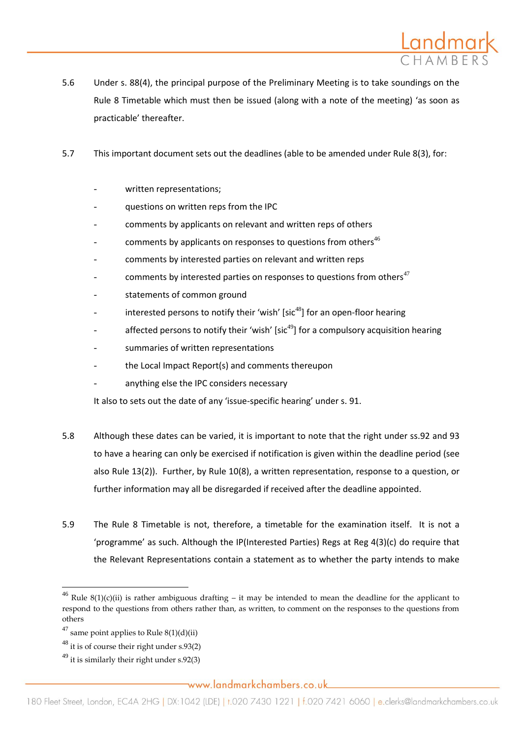5.6 Under s. 88(4), the principal purpose of the Preliminary Meeting is to take soundings on the Rule 8 Timetable which must then be issued (along with a note of the meeting) 'as soon as practicable' thereafter.

5.7 This important document sets out the deadlines (able to be amended under Rule 8(3), for:

- written representations;
- questions on written reps from the IPC
- comments by applicants on relevant and written reps of others
- comments by applicants on responses to questions from others[46]
- comments by interested parties on relevant and written reps
- comments by interested parties on responses to questions from others[47]
- statements of common ground
- interested persons to notify their 'wish' [sic[48]] for an open-floor hearing
- affected persons to notify their 'wish' [sic[49]] for a compulsory acquisition hearing
- summaries of written representations
- the Local Impact Report(s) and comments thereupon
- anything else the IPC considers necessary

It also to sets out the date of any 'issue-specific hearing' under s. 91.

5.8 Although these dates can be varied, it is important to note that the right under ss.92 and 93 to have a hearing can only be exercised if notification is given within the deadline period (see also Rule 13(2)). Further, by Rule 10(8), a written representation, response to a question, or further information may all be disregarded if received after the deadline appointed.

5.9 The Rule 8 Timetable is not, therefore, a timetable for the examination itself. It is not a 'programme' as such. Although the IP(Interested Parties) Regs at Reg 4(3)(c) do require that the Relevant Representations contain a statement as to whether the party intends to make

[46] Rule 8(1)(c)(ii) is rather ambiguous drafting – it may be intended to mean the deadline for the applicant to respond to the questions from others rather than, as written, to comment on the responses to the questions from others

[47] same point applies to Rule 8(1)(d)(ii)

[48] it is of course their right under s.93(2)

[49] it is similarly their right under s.92(3)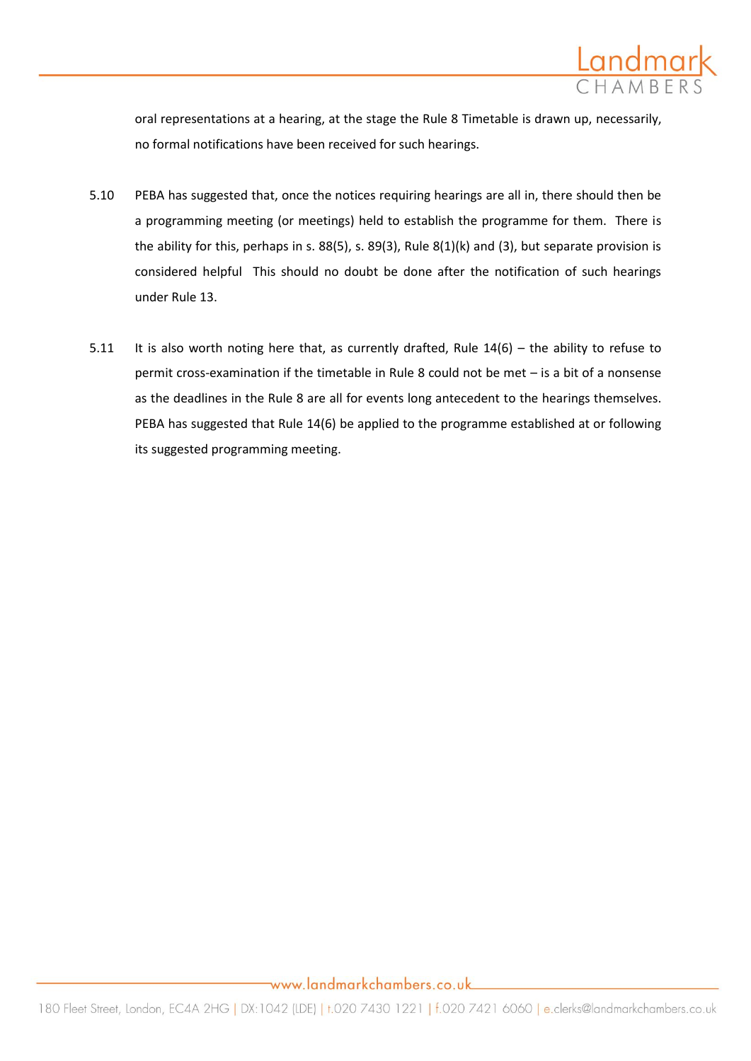oral representations at a hearing, at the stage the Rule 8 Timetable is drawn up, necessarily, no formal notifications have been received for such hearings.

5.10 PEBA has suggested that, once the notices requiring hearings are all in, there should then be a programming meeting (or meetings) held to establish the programme for them. There is the ability for this, perhaps in s. 88(5), s. 89(3), Rule 8(1)(k) and (3), but separate provision is considered helpful This should no doubt be done after the notification of such hearings under Rule 13.

5.11 It is also worth noting here that, as currently drafted, Rule 14(6) – the ability to refuse to permit cross-examination if the timetable in Rule 8 could not be met – is a bit of a nonsense as the deadlines in the Rule 8 are all for events long antecedent to the hearings themselves. PEBA has suggested that Rule 14(6) be applied to the programme established at or following its suggested programming meeting.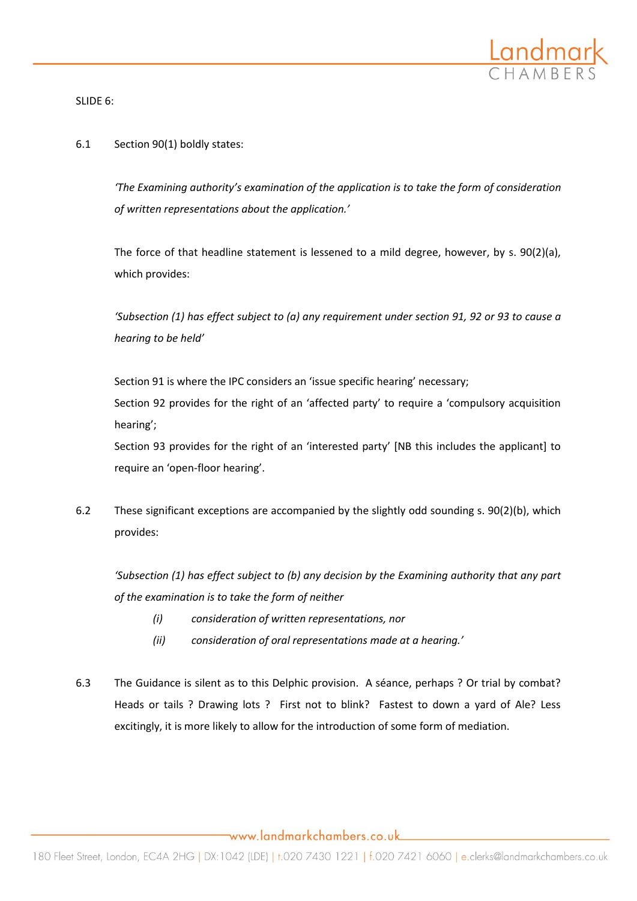SLIDE 6:

6.1 Section 90(1) boldly states:

*'The Examining authority's examination of the application is to take the form of consideration of written representations about the application.'*

The force of that headline statement is lessened to a mild degree, however, by s. 90(2)(a), which provides:

*'Subsection (1) has effect subject to (a) any requirement under section 91, 92 or 93 to cause a hearing to be held'*

Section 91 is where the IPC considers an 'issue specific hearing' necessary;
Section 92 provides for the right of an 'affected party' to require a 'compulsory acquisition hearing';
Section 93 provides for the right of an 'interested party' [NB this includes the applicant] to require an 'open-floor hearing'.

6.2 These significant exceptions are accompanied by the slightly odd sounding s. 90(2)(b), which provides:

*'Subsection (1) has effect subject to (b) any decision by the Examining authority that any part of the examination is to take the form of neither*

*(i) consideration of written representations, nor*

*(ii) consideration of oral representations made at a hearing.'*

6.3 The Guidance is silent as to this Delphic provision. A séance, perhaps ? Or trial by combat? Heads or tails ? Drawing lots ? First not to blink? Fastest to down a yard of Ale? Less excitingly, it is more likely to allow for the introduction of some form of mediation.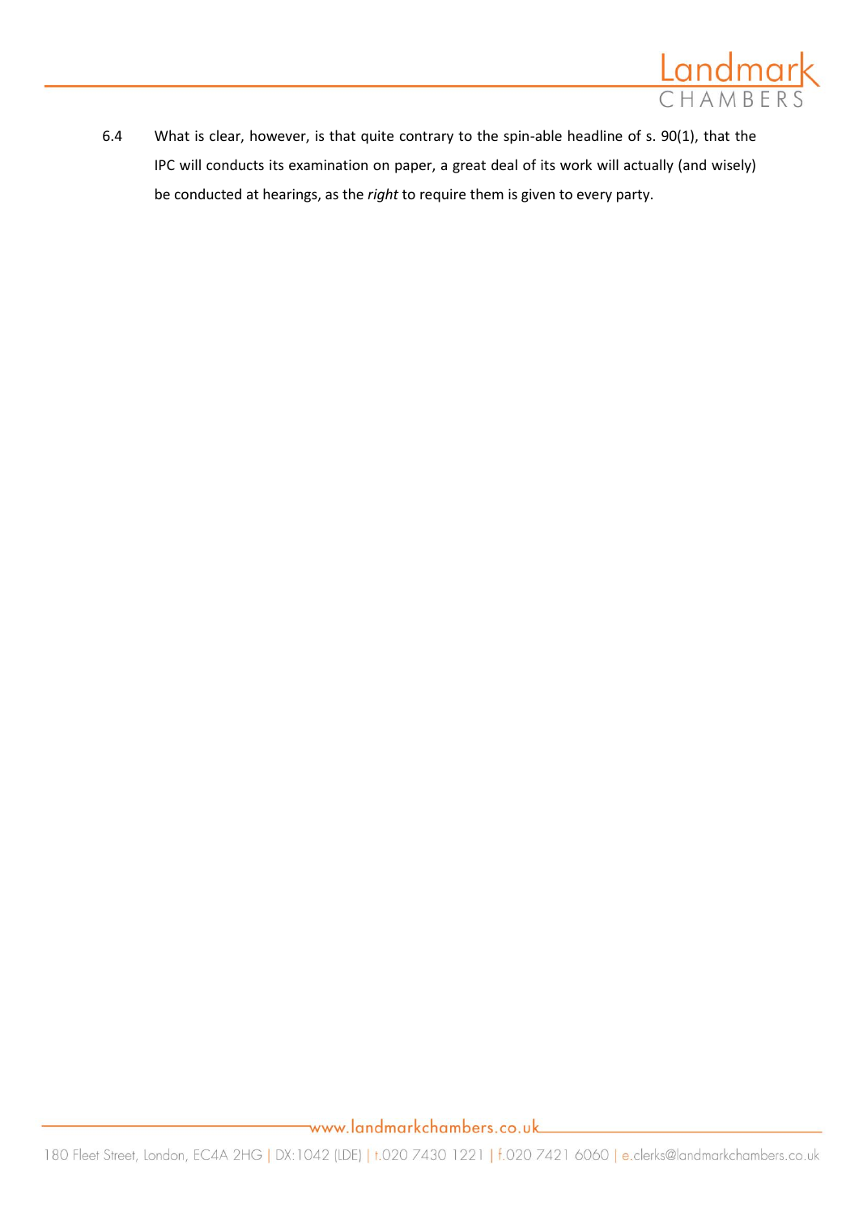6.4 What is clear, however, is that quite contrary to the spin-able headline of s. 90(1), that the IPC will conducts its examination on paper, a great deal of its work will actually (and wisely) be conducted at hearings, as the *right* to require them is given to every party.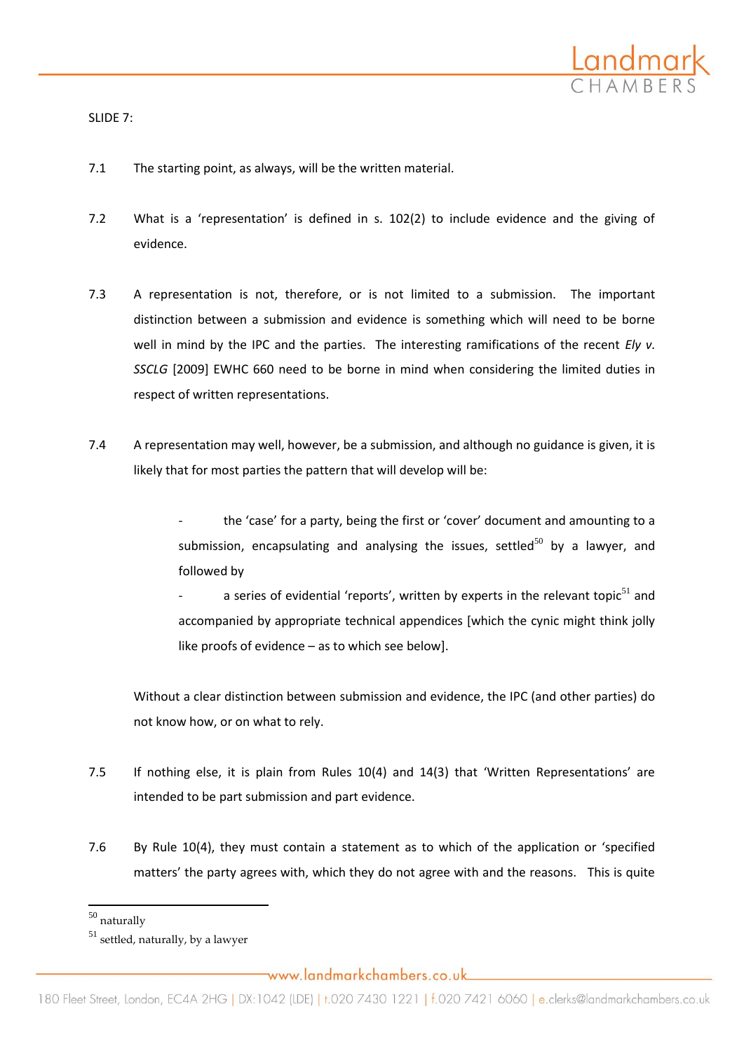SLIDE 7:

7.1 The starting point, as always, will be the written material.

7.2 What is a 'representation' is defined in s. 102(2) to include evidence and the giving of evidence.

7.3 A representation is not, therefore, or is not limited to a submission. The important distinction between a submission and evidence is something which will need to be borne well in mind by the IPC and the parties. The interesting ramifications of the recent *Ely v. SSCLG* [2009] EWHC 660 need to be borne in mind when considering the limited duties in respect of written representations.

7.4 A representation may well, however, be a submission, and although no guidance is given, it is likely that for most parties the pattern that will develop will be:

- the 'case' for a party, being the first or 'cover' document and amounting to a submission, encapsulating and analysing the issues, settled[50] by a lawyer, and followed by
- a series of evidential 'reports', written by experts in the relevant topic[51] and accompanied by appropriate technical appendices [which the cynic might think jolly like proofs of evidence – as to which see below].

Without a clear distinction between submission and evidence, the IPC (and other parties) do not know how, or on what to rely.

7.5 If nothing else, it is plain from Rules 10(4) and 14(3) that 'Written Representations' are intended to be part submission and part evidence.

7.6 By Rule 10(4), they must contain a statement as to which of the application or 'specified matters' the party agrees with, which they do not agree with and the reasons. This is quite

---

[50] naturally

[51] settled, naturally, by a lawyer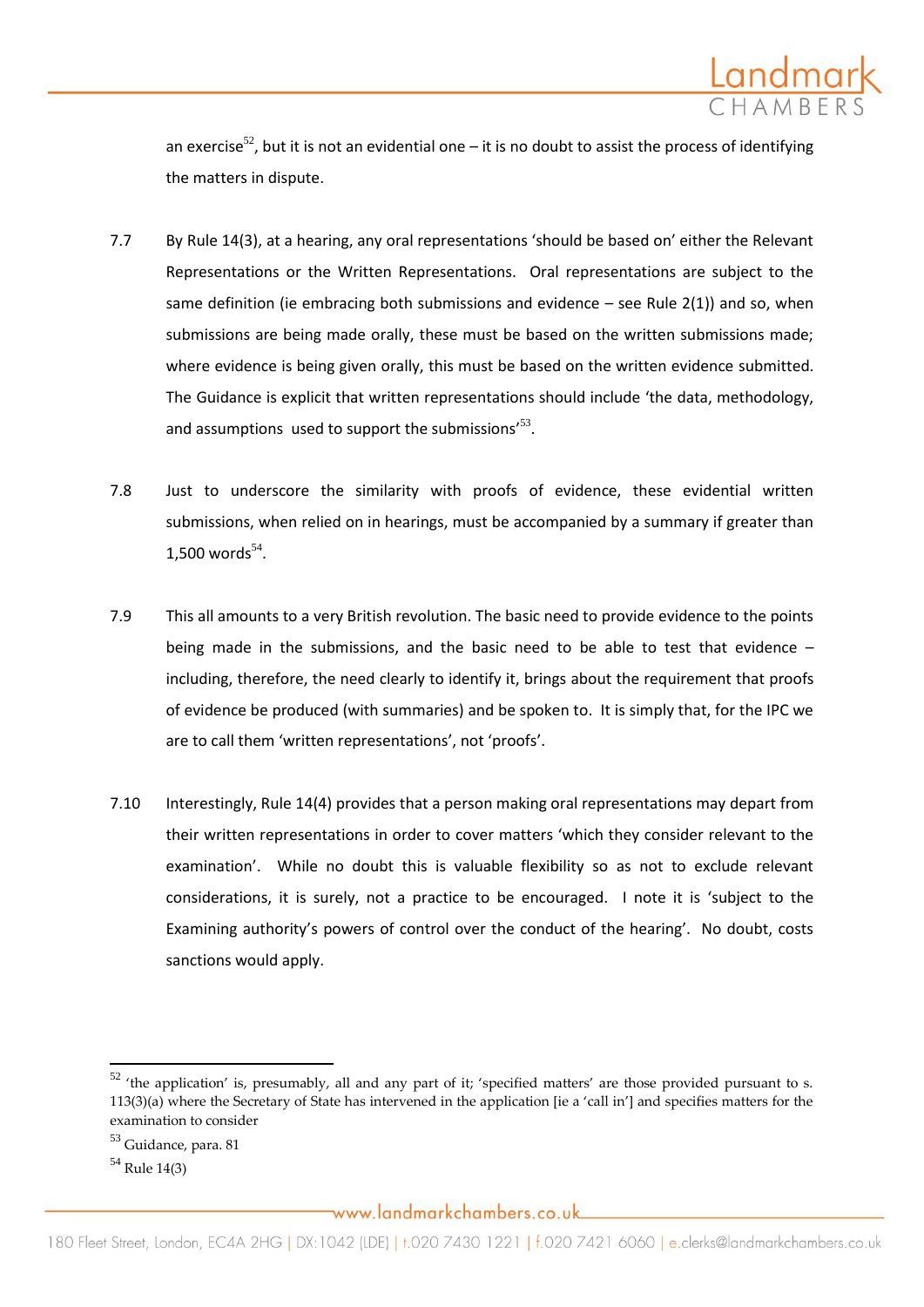an exercise[52], but it is not an evidential one – it is no doubt to assist the process of identifying the matters in dispute.

7.7 By Rule 14(3), at a hearing, any oral representations 'should be based on' either the Relevant Representations or the Written Representations. Oral representations are subject to the same definition (ie embracing both submissions and evidence – see Rule 2(1)) and so, when submissions are being made orally, these must be based on the written submissions made; where evidence is being given orally, this must be based on the written evidence submitted. The Guidance is explicit that written representations should include 'the data, methodology, and assumptions used to support the submissions'[53].

7.8 Just to underscore the similarity with proofs of evidence, these evidential written submissions, when relied on in hearings, must be accompanied by a summary if greater than 1,500 words[54].

7.9 This all amounts to a very British revolution. The basic need to provide evidence to the points being made in the submissions, and the basic need to be able to test that evidence – including, therefore, the need clearly to identify it, brings about the requirement that proofs of evidence be produced (with summaries) and be spoken to. It is simply that, for the IPC we are to call them 'written representations', not 'proofs'.

7.10 Interestingly, Rule 14(4) provides that a person making oral representations may depart from their written representations in order to cover matters 'which they consider relevant to the examination'. While no doubt this is valuable flexibility so as not to exclude relevant considerations, it is surely, not a practice to be encouraged. I note it is 'subject to the Examining authority's powers of control over the conduct of the hearing'. No doubt, costs sanctions would apply.

---

[52] 'the application' is, presumably, all and any part of it; 'specified matters' are those provided pursuant to s. 113(3)(a) where the Secretary of State has intervened in the application [ie a 'call in'] and specifies matters for the examination to consider

[53] Guidance, para. 81

[54] Rule 14(3)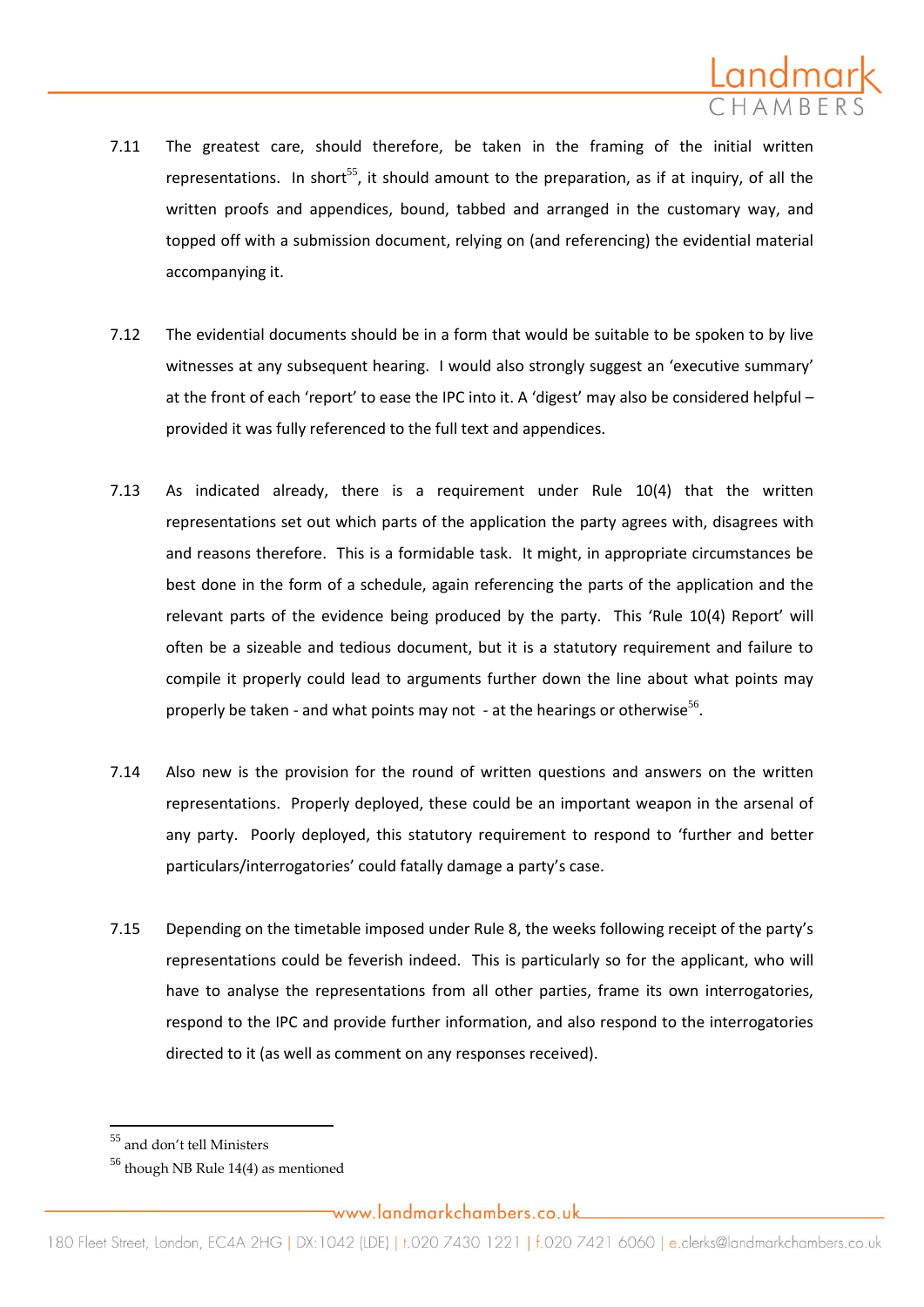7.11 The greatest care, should therefore, be taken in the framing of the initial written representations. In short[55], it should amount to the preparation, as if at inquiry, of all the written proofs and appendices, bound, tabbed and arranged in the customary way, and topped off with a submission document, relying on (and referencing) the evidential material accompanying it.

7.12 The evidential documents should be in a form that would be suitable to be spoken to by live witnesses at any subsequent hearing. I would also strongly suggest an 'executive summary' at the front of each 'report' to ease the IPC into it. A 'digest' may also be considered helpful – provided it was fully referenced to the full text and appendices.

7.13 As indicated already, there is a requirement under Rule 10(4) that the written representations set out which parts of the application the party agrees with, disagrees with and reasons therefore. This is a formidable task. It might, in appropriate circumstances be best done in the form of a schedule, again referencing the parts of the application and the relevant parts of the evidence being produced by the party. This 'Rule 10(4) Report' will often be a sizeable and tedious document, but it is a statutory requirement and failure to compile it properly could lead to arguments further down the line about what points may properly be taken - and what points may not - at the hearings or otherwise[56].

7.14 Also new is the provision for the round of written questions and answers on the written representations. Properly deployed, these could be an important weapon in the arsenal of any party. Poorly deployed, this statutory requirement to respond to 'further and better particulars/interrogatories' could fatally damage a party's case.

7.15 Depending on the timetable imposed under Rule 8, the weeks following receipt of the party's representations could be feverish indeed. This is particularly so for the applicant, who will have to analyse the representations from all other parties, frame its own interrogatories, respond to the IPC and provide further information, and also respond to the interrogatories directed to it (as well as comment on any responses received).

---

[55] and don't tell Ministers

[56] though NB Rule 14(4) as mentioned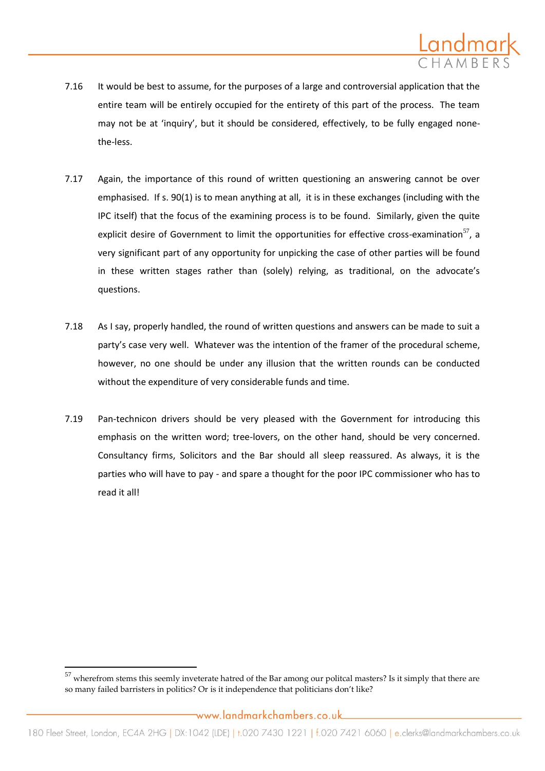7.16 It would be best to assume, for the purposes of a large and controversial application that the entire team will be entirely occupied for the entirety of this part of the process. The team may not be at 'inquiry', but it should be considered, effectively, to be fully engaged none-the-less.

7.17 Again, the importance of this round of written questioning an answering cannot be over emphasised. If s. 90(1) is to mean anything at all, it is in these exchanges (including with the IPC itself) that the focus of the examining process is to be found. Similarly, given the quite explicit desire of Government to limit the opportunities for effective cross-examination[57], a very significant part of any opportunity for unpicking the case of other parties will be found in these written stages rather than (solely) relying, as traditional, on the advocate's questions.

7.18 As I say, properly handled, the round of written questions and answers can be made to suit a party's case very well. Whatever was the intention of the framer of the procedural scheme, however, no one should be under any illusion that the written rounds can be conducted without the expenditure of very considerable funds and time.

7.19 Pan-technicon drivers should be very pleased with the Government for introducing this emphasis on the written word; tree-lovers, on the other hand, should be very concerned. Consultancy firms, Solicitors and the Bar should all sleep reassured. As always, it is the parties who will have to pay - and spare a thought for the poor IPC commissioner who has to read it all!

---

[57] wherefrom stems this seemly inveterate hatred of the Bar among our politcal masters? Is it simply that there are so many failed barristers in politics? Or is it independence that politicians don't like?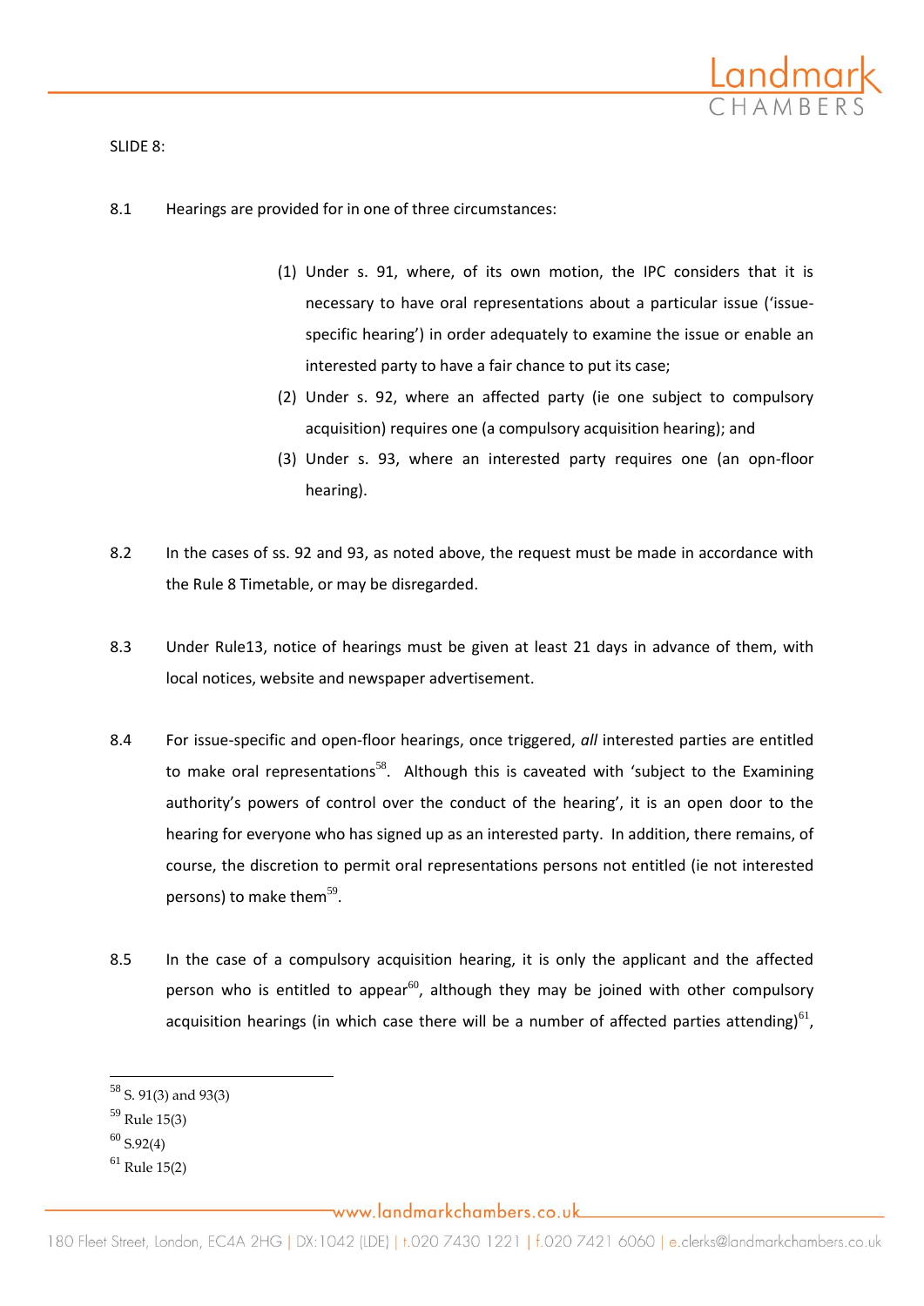SLIDE 8:

8.1 Hearings are provided for in one of three circumstances:

(1) Under s. 91, where, of its own motion, the IPC considers that it is necessary to have oral representations about a particular issue ('issue-specific hearing') in order adequately to examine the issue or enable an interested party to have a fair chance to put its case;

(2) Under s. 92, where an affected party (ie one subject to compulsory acquisition) requires one (a compulsory acquisition hearing); and

(3) Under s. 93, where an interested party requires one (an opn-floor hearing).

8.2 In the cases of ss. 92 and 93, as noted above, the request must be made in accordance with the Rule 8 Timetable, or may be disregarded.

8.3 Under Rule13, notice of hearings must be given at least 21 days in advance of them, with local notices, website and newspaper advertisement.

8.4 For issue-specific and open-floor hearings, once triggered, *all* interested parties are entitled to make oral representations[58]. Although this is caveated with 'subject to the Examining authority's powers of control over the conduct of the hearing', it is an open door to the hearing for everyone who has signed up as an interested party. In addition, there remains, of course, the discretion to permit oral representations persons not entitled (ie not interested persons) to make them[59].

8.5 In the case of a compulsory acquisition hearing, it is only the applicant and the affected person who is entitled to appear[60], although they may be joined with other compulsory acquisition hearings (in which case there will be a number of affected parties attending)[61],

---

[58] S. 91(3) and 93(3)

[59] Rule 15(3)

[60] S.92(4)

[61] Rule 15(2)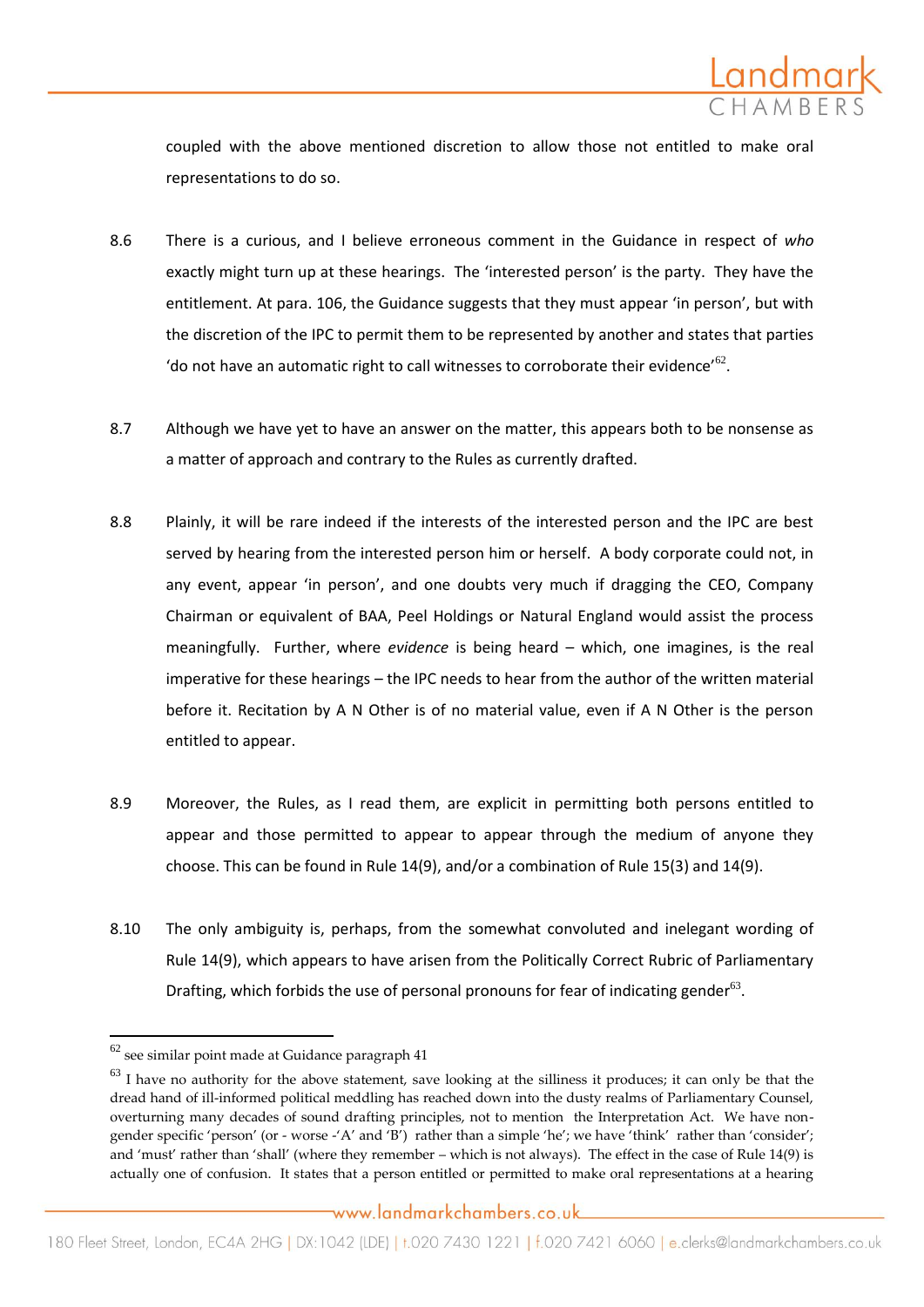coupled with the above mentioned discretion to allow those not entitled to make oral representations to do so.

8.6 There is a curious, and I believe erroneous comment in the Guidance in respect of *who* exactly might turn up at these hearings. The 'interested person' is the party. They have the entitlement. At para. 106, the Guidance suggests that they must appear 'in person', but with the discretion of the IPC to permit them to be represented by another and states that parties 'do not have an automatic right to call witnesses to corroborate their evidence'[62].

8.7 Although we have yet to have an answer on the matter, this appears both to be nonsense as a matter of approach and contrary to the Rules as currently drafted.

8.8 Plainly, it will be rare indeed if the interests of the interested person and the IPC are best served by hearing from the interested person him or herself. A body corporate could not, in any event, appear 'in person', and one doubts very much if dragging the CEO, Company Chairman or equivalent of BAA, Peel Holdings or Natural England would assist the process meaningfully. Further, where *evidence* is being heard – which, one imagines, is the real imperative for these hearings – the IPC needs to hear from the author of the written material before it. Recitation by A N Other is of no material value, even if A N Other is the person entitled to appear.

8.9 Moreover, the Rules, as I read them, are explicit in permitting both persons entitled to appear and those permitted to appear to appear through the medium of anyone they choose. This can be found in Rule 14(9), and/or a combination of Rule 15(3) and 14(9).

8.10 The only ambiguity is, perhaps, from the somewhat convoluted and inelegant wording of Rule 14(9), which appears to have arisen from the Politically Correct Rubric of Parliamentary Drafting, which forbids the use of personal pronouns for fear of indicating gender[63].

---

[62] see similar point made at Guidance paragraph 41

[63] I have no authority for the above statement, save looking at the silliness it produces; it can only be that the dread hand of ill-informed political meddling has reached down into the dusty realms of Parliamentary Counsel, overturning many decades of sound drafting principles, not to mention the Interpretation Act. We have non-gender specific 'person' (or - worse -'A' and 'B') rather than a simple 'he'; we have 'think' rather than 'consider'; and 'must' rather than 'shall' (where they remember – which is not always). The effect in the case of Rule 14(9) is actually one of confusion. It states that a person entitled or permitted to make oral representations at a hearing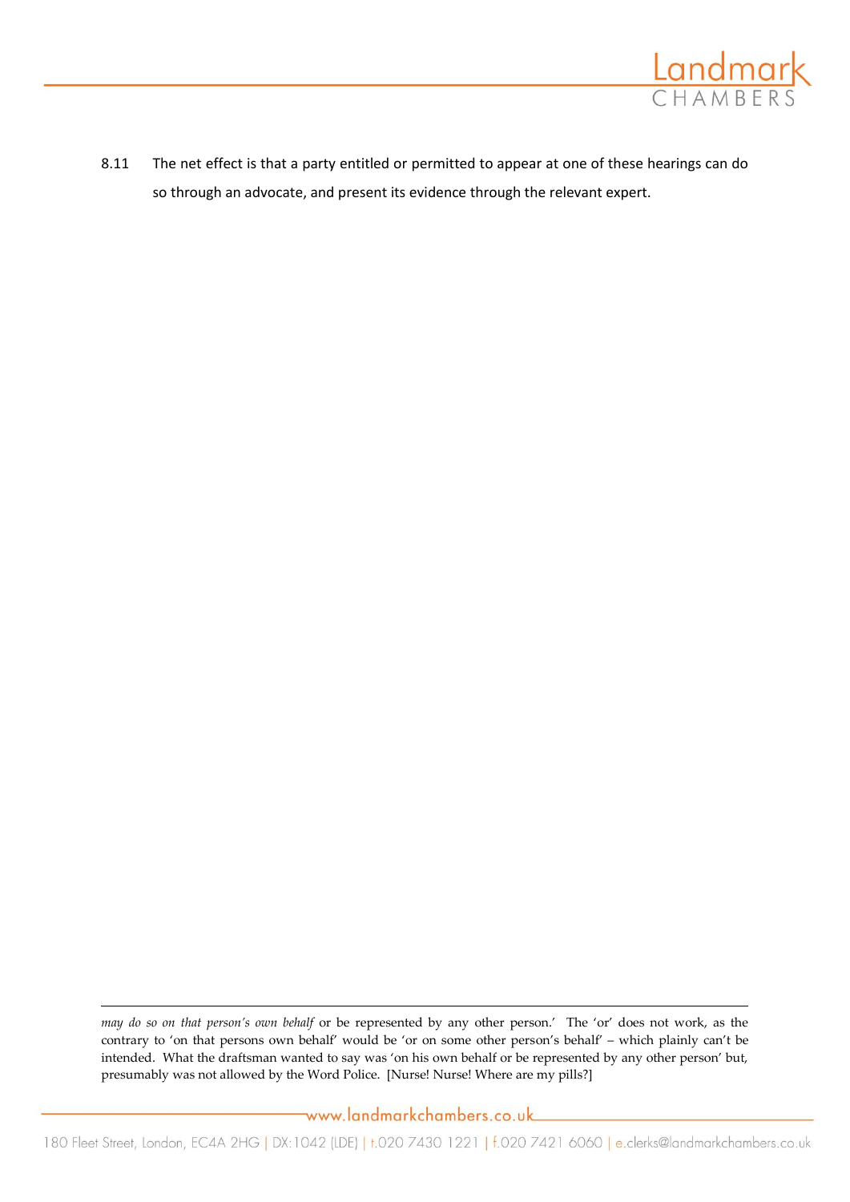8.11 The net effect is that a party entitled or permitted to appear at one of these hearings can do so through an advocate, and present its evidence through the relevant expert.

---

*may do so on that person's own behalf* or be represented by any other person.' The 'or' does not work, as the contrary to 'on that persons own behalf' would be 'or on some other person's behalf' – which plainly can't be intended. What the draftsman wanted to say was 'on his own behalf or be represented by any other person' but, presumably was not allowed by the Word Police. [Nurse! Nurse! Where are my pills?]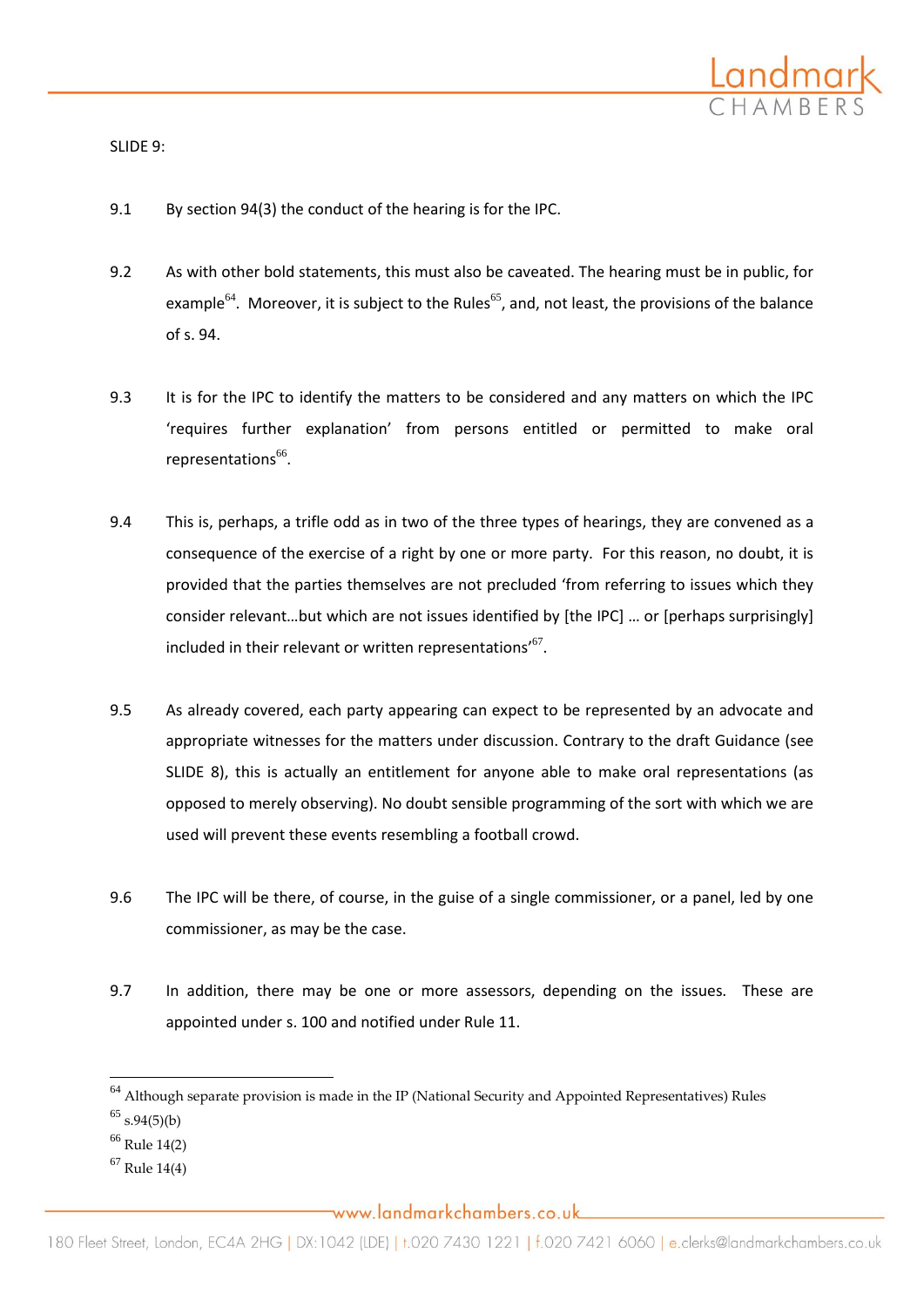SLIDE 9:

9.1 By section 94(3) the conduct of the hearing is for the IPC.

9.2 As with other bold statements, this must also be caveated. The hearing must be in public, for example[64]. Moreover, it is subject to the Rules[65], and, not least, the provisions of the balance of s. 94.

9.3 It is for the IPC to identify the matters to be considered and any matters on which the IPC 'requires further explanation' from persons entitled or permitted to make oral representations[66].

9.4 This is, perhaps, a trifle odd as in two of the three types of hearings, they are convened as a consequence of the exercise of a right by one or more party. For this reason, no doubt, it is provided that the parties themselves are not precluded 'from referring to issues which they consider relevant…but which are not issues identified by [the IPC] … or [perhaps surprisingly] included in their relevant or written representations'[67].

9.5 As already covered, each party appearing can expect to be represented by an advocate and appropriate witnesses for the matters under discussion. Contrary to the draft Guidance (see SLIDE 8), this is actually an entitlement for anyone able to make oral representations (as opposed to merely observing). No doubt sensible programming of the sort with which we are used will prevent these events resembling a football crowd.

9.6 The IPC will be there, of course, in the guise of a single commissioner, or a panel, led by one commissioner, as may be the case.

9.7 In addition, there may be one or more assessors, depending on the issues. These are appointed under s. 100 and notified under Rule 11.

---

[64] Although separate provision is made in the IP (National Security and Appointed Representatives) Rules

[65] s.94(5)(b)

[66] Rule 14(2)

[67] Rule 14(4)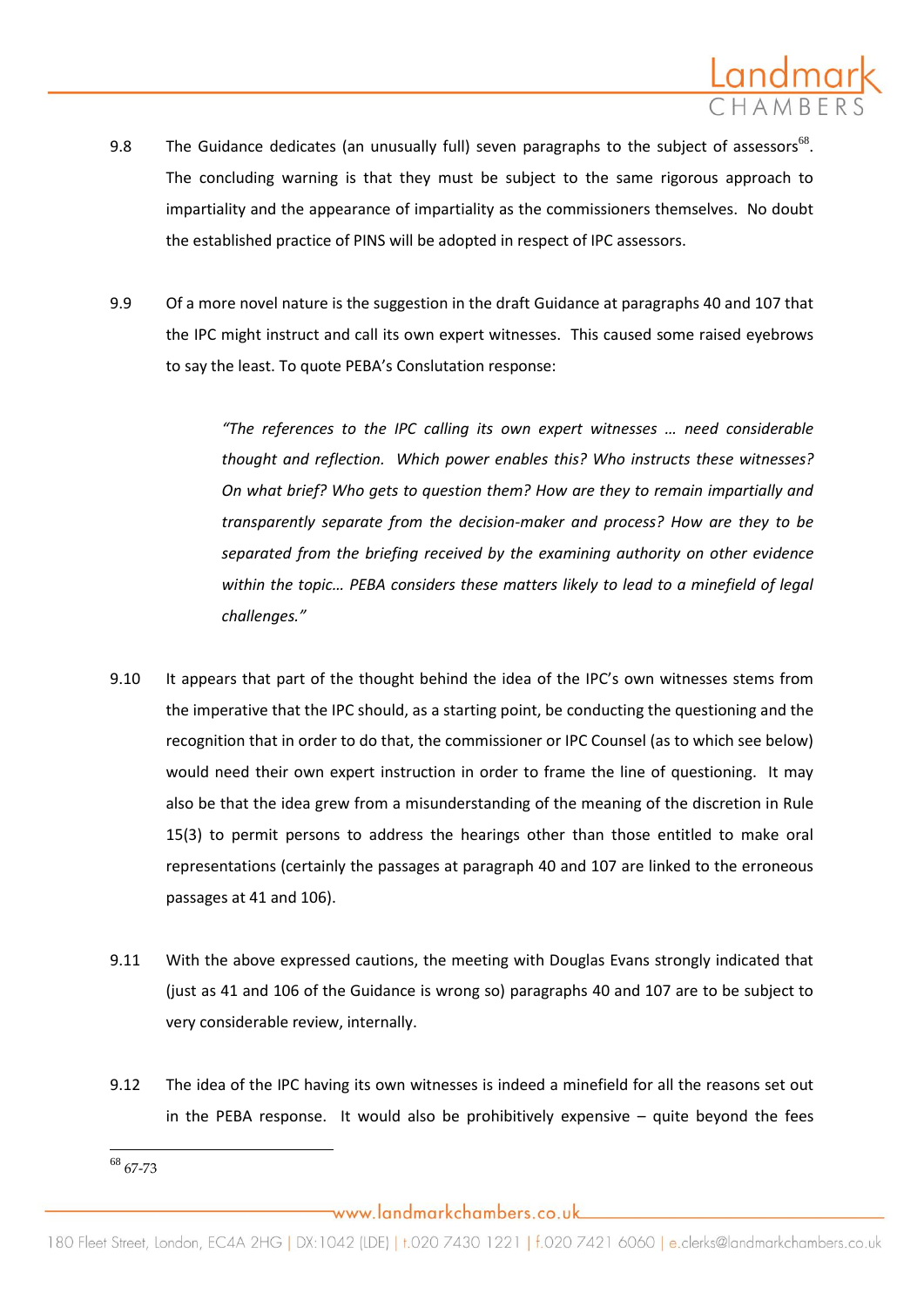9.8 The Guidance dedicates (an unusually full) seven paragraphs to the subject of assessors[68]. The concluding warning is that they must be subject to the same rigorous approach to impartiality and the appearance of impartiality as the commissioners themselves. No doubt the established practice of PINS will be adopted in respect of IPC assessors.

9.9 Of a more novel nature is the suggestion in the draft Guidance at paragraphs 40 and 107 that the IPC might instruct and call its own expert witnesses. This caused some raised eyebrows to say the least. To quote PEBA's Conslutation response:

> *"The references to the IPC calling its own expert witnesses … need considerable thought and reflection. Which power enables this? Who instructs these witnesses? On what brief? Who gets to question them? How are they to remain impartially and transparently separate from the decision-maker and process? How are they to be separated from the briefing received by the examining authority on other evidence within the topic… PEBA considers these matters likely to lead to a minefield of legal challenges."*

9.10 It appears that part of the thought behind the idea of the IPC's own witnesses stems from the imperative that the IPC should, as a starting point, be conducting the questioning and the recognition that in order to do that, the commissioner or IPC Counsel (as to which see below) would need their own expert instruction in order to frame the line of questioning. It may also be that the idea grew from a misunderstanding of the meaning of the discretion in Rule 15(3) to permit persons to address the hearings other than those entitled to make oral representations (certainly the passages at paragraph 40 and 107 are linked to the erroneous passages at 41 and 106).

9.11 With the above expressed cautions, the meeting with Douglas Evans strongly indicated that (just as 41 and 106 of the Guidance is wrong so) paragraphs 40 and 107 are to be subject to very considerable review, internally.

9.12 The idea of the IPC having its own witnesses is indeed a minefield for all the reasons set out in the PEBA response. It would also be prohibitively expensive – quite beyond the fees

---

[68] 67-73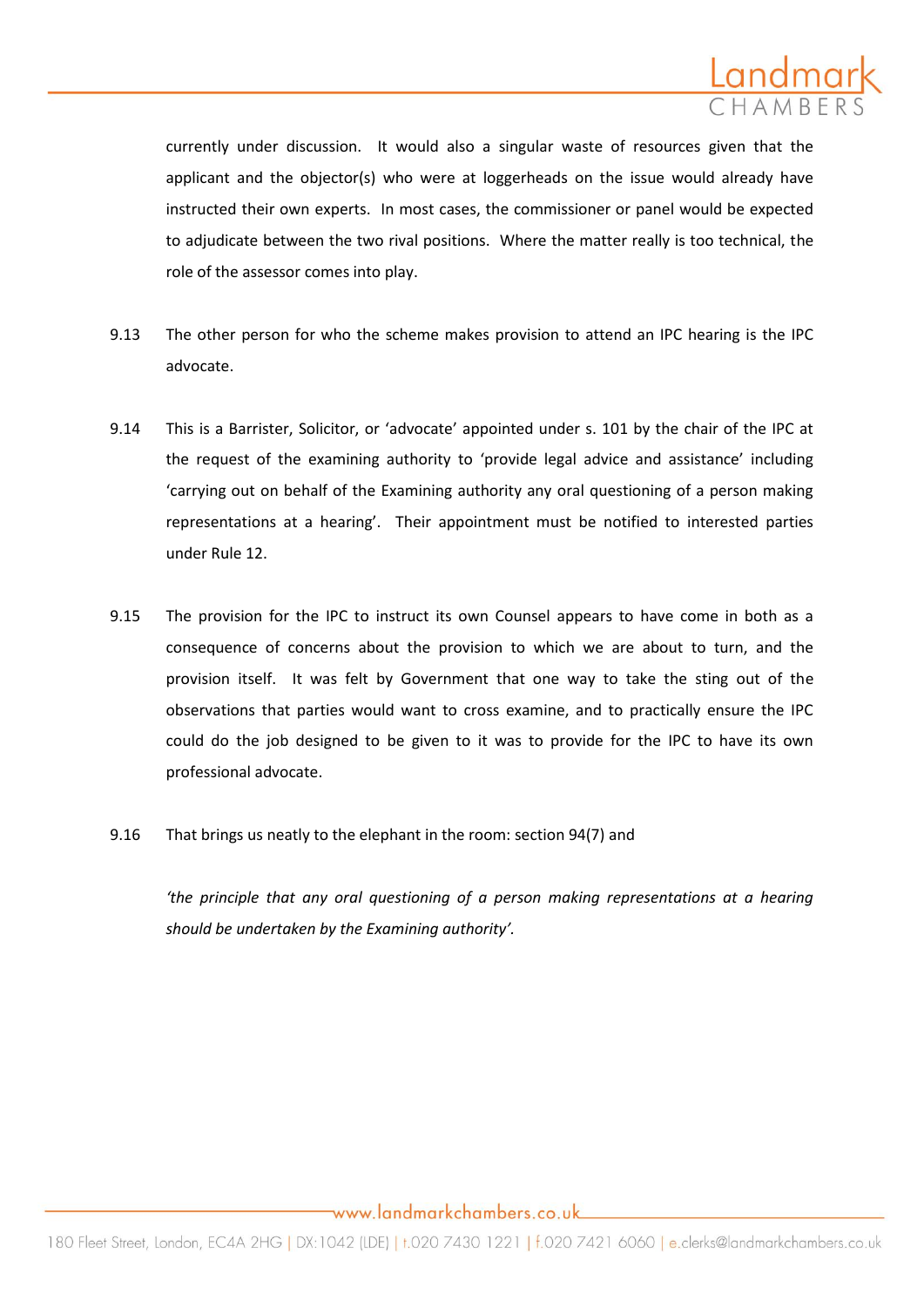currently under discussion. It would also a singular waste of resources given that the applicant and the objector(s) who were at loggerheads on the issue would already have instructed their own experts. In most cases, the commissioner or panel would be expected to adjudicate between the two rival positions. Where the matter really is too technical, the role of the assessor comes into play.

9.13 The other person for who the scheme makes provision to attend an IPC hearing is the IPC advocate.

9.14 This is a Barrister, Solicitor, or 'advocate' appointed under s. 101 by the chair of the IPC at the request of the examining authority to 'provide legal advice and assistance' including 'carrying out on behalf of the Examining authority any oral questioning of a person making representations at a hearing'. Their appointment must be notified to interested parties under Rule 12.

9.15 The provision for the IPC to instruct its own Counsel appears to have come in both as a consequence of concerns about the provision to which we are about to turn, and the provision itself. It was felt by Government that one way to take the sting out of the observations that parties would want to cross examine, and to practically ensure the IPC could do the job designed to be given to it was to provide for the IPC to have its own professional advocate.

9.16 That brings us neatly to the elephant in the room: section 94(7) and

*'the principle that any oral questioning of a person making representations at a hearing should be undertaken by the Examining authority'.*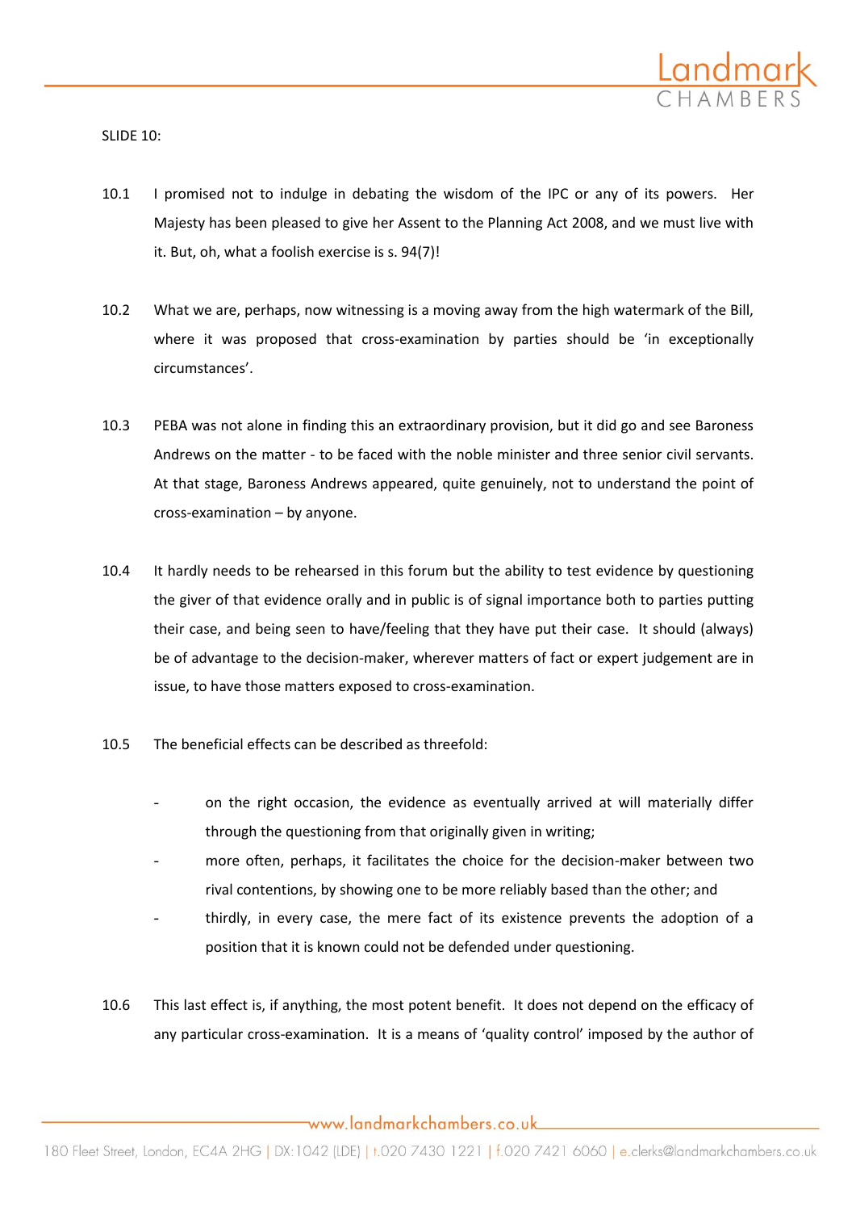SLIDE 10:

10.1 I promised not to indulge in debating the wisdom of the IPC or any of its powers. Her Majesty has been pleased to give her Assent to the Planning Act 2008, and we must live with it. But, oh, what a foolish exercise is s. 94(7)!

10.2 What we are, perhaps, now witnessing is a moving away from the high watermark of the Bill, where it was proposed that cross-examination by parties should be 'in exceptionally circumstances'.

10.3 PEBA was not alone in finding this an extraordinary provision, but it did go and see Baroness Andrews on the matter - to be faced with the noble minister and three senior civil servants. At that stage, Baroness Andrews appeared, quite genuinely, not to understand the point of cross-examination – by anyone.

10.4 It hardly needs to be rehearsed in this forum but the ability to test evidence by questioning the giver of that evidence orally and in public is of signal importance both to parties putting their case, and being seen to have/feeling that they have put their case. It should (always) be of advantage to the decision-maker, wherever matters of fact or expert judgement are in issue, to have those matters exposed to cross-examination.

10.5 The beneficial effects can be described as threefold:

- on the right occasion, the evidence as eventually arrived at will materially differ through the questioning from that originally given in writing;
- more often, perhaps, it facilitates the choice for the decision-maker between two rival contentions, by showing one to be more reliably based than the other; and
- thirdly, in every case, the mere fact of its existence prevents the adoption of a position that it is known could not be defended under questioning.

10.6 This last effect is, if anything, the most potent benefit. It does not depend on the efficacy of any particular cross-examination. It is a means of 'quality control' imposed by the author of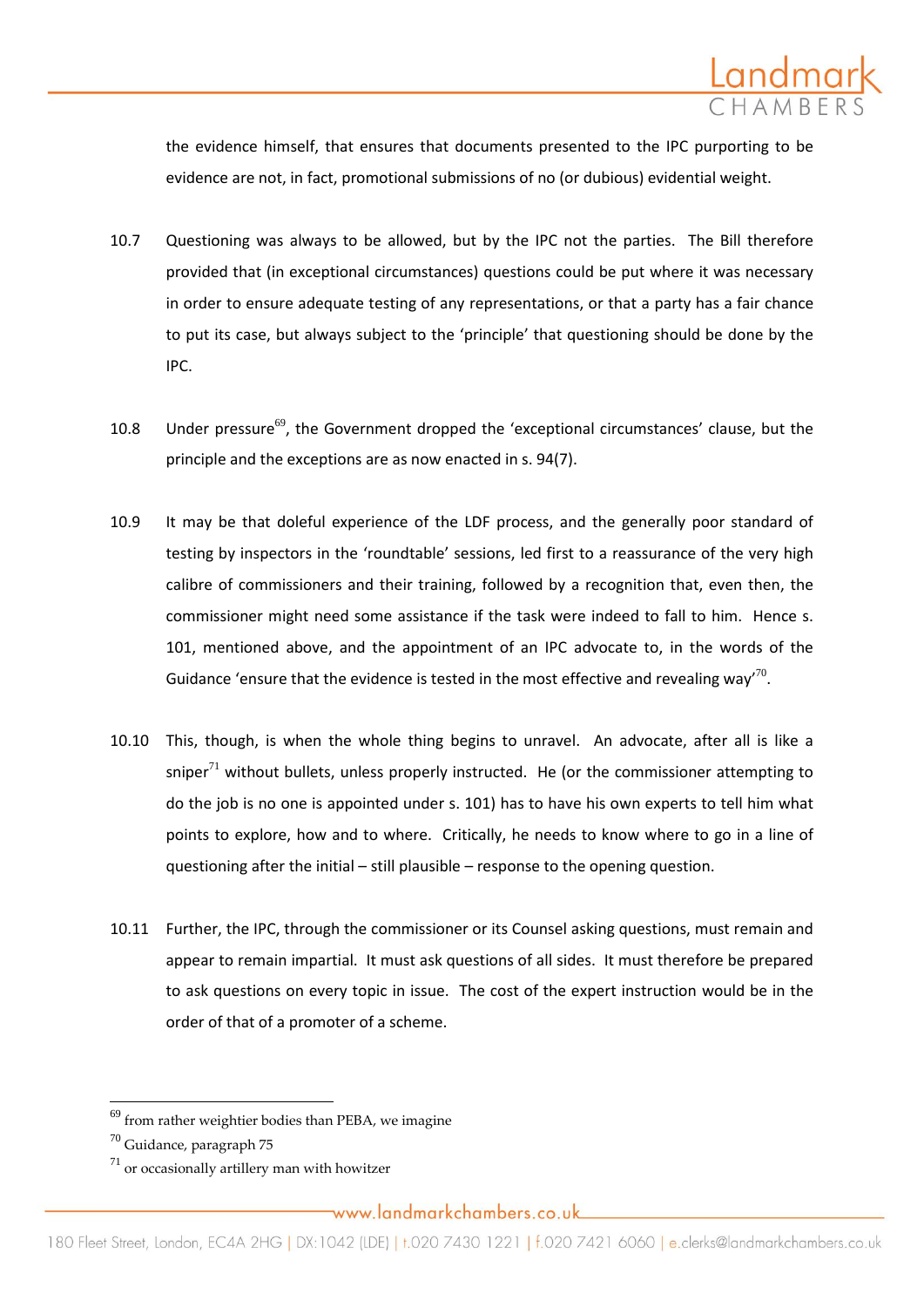the evidence himself, that ensures that documents presented to the IPC purporting to be evidence are not, in fact, promotional submissions of no (or dubious) evidential weight.

10.7 Questioning was always to be allowed, but by the IPC not the parties. The Bill therefore provided that (in exceptional circumstances) questions could be put where it was necessary in order to ensure adequate testing of any representations, or that a party has a fair chance to put its case, but always subject to the 'principle' that questioning should be done by the IPC.

10.8 Under pressure[69], the Government dropped the 'exceptional circumstances' clause, but the principle and the exceptions are as now enacted in s. 94(7).

10.9 It may be that doleful experience of the LDF process, and the generally poor standard of testing by inspectors in the 'roundtable' sessions, led first to a reassurance of the very high calibre of commissioners and their training, followed by a recognition that, even then, the commissioner might need some assistance if the task were indeed to fall to him. Hence s. 101, mentioned above, and the appointment of an IPC advocate to, in the words of the Guidance 'ensure that the evidence is tested in the most effective and revealing way'[70].

10.10 This, though, is when the whole thing begins to unravel. An advocate, after all is like a sniper[71] without bullets, unless properly instructed. He (or the commissioner attempting to do the job is no one is appointed under s. 101) has to have his own experts to tell him what points to explore, how and to where. Critically, he needs to know where to go in a line of questioning after the initial – still plausible – response to the opening question.

10.11 Further, the IPC, through the commissioner or its Counsel asking questions, must remain and appear to remain impartial. It must ask questions of all sides. It must therefore be prepared to ask questions on every topic in issue. The cost of the expert instruction would be in the order of that of a promoter of a scheme.

---

[69] from rather weightier bodies than PEBA, we imagine

[70] Guidance, paragraph 75

[71] or occasionally artillery man with howitzer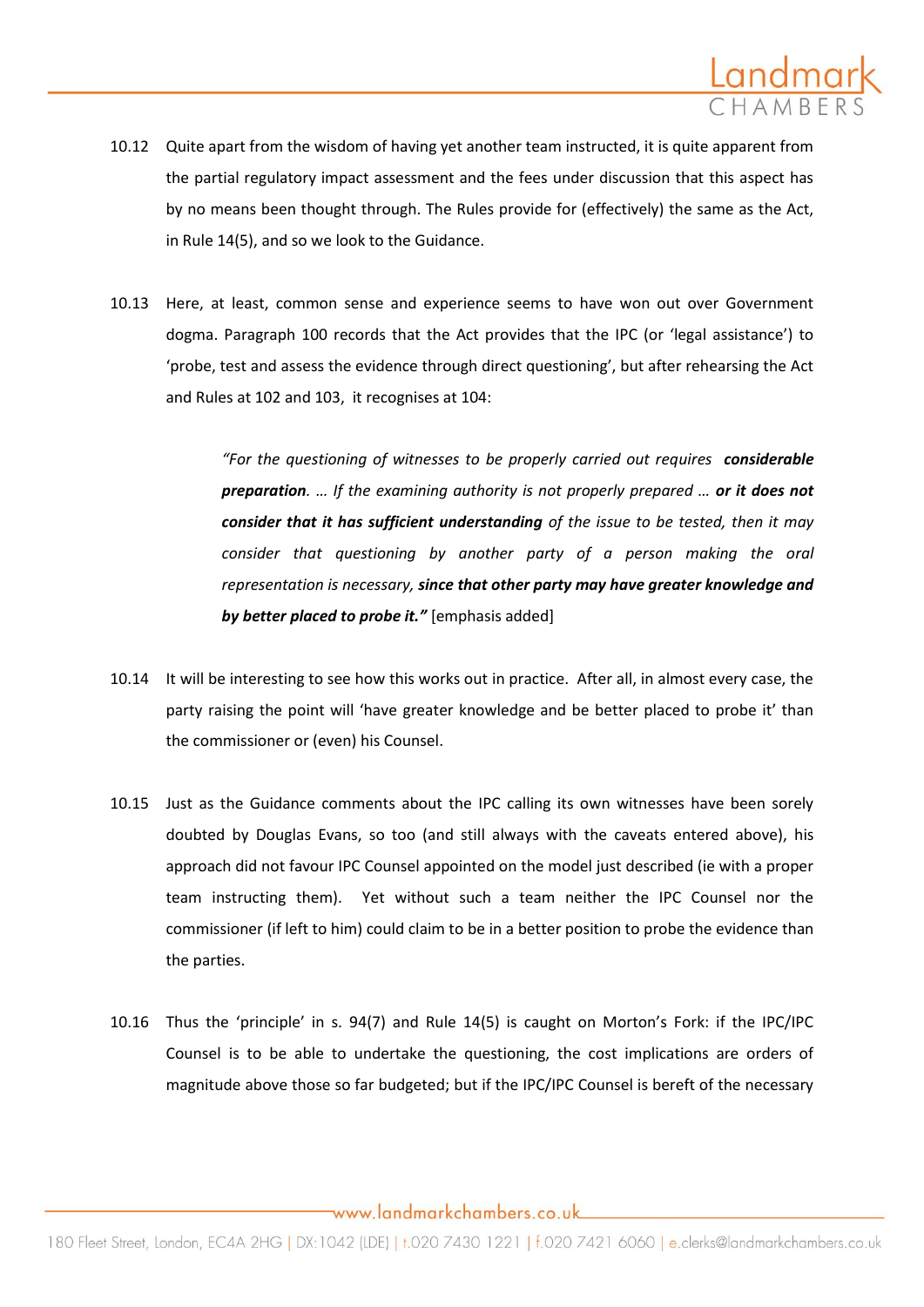10.12 Quite apart from the wisdom of having yet another team instructed, it is quite apparent from the partial regulatory impact assessment and the fees under discussion that this aspect has by no means been thought through. The Rules provide for (effectively) the same as the Act, in Rule 14(5), and so we look to the Guidance.

10.13 Here, at least, common sense and experience seems to have won out over Government dogma. Paragraph 100 records that the Act provides that the IPC (or 'legal assistance') to 'probe, test and assess the evidence through direct questioning', but after rehearsing the Act and Rules at 102 and 103, it recognises at 104:

> *"For the questioning of witnesses to be properly carried out requires* ***considerable preparation****. … If the examining authority is not properly prepared …* ***or it does not consider that it has sufficient understanding*** *of the issue to be tested, then it may consider that questioning by another party of a person making the oral representation is necessary,* ***since that other party may have greater knowledge and by better placed to probe it."*** [emphasis added]

10.14 It will be interesting to see how this works out in practice. After all, in almost every case, the party raising the point will 'have greater knowledge and be better placed to probe it' than the commissioner or (even) his Counsel.

10.15 Just as the Guidance comments about the IPC calling its own witnesses have been sorely doubted by Douglas Evans, so too (and still always with the caveats entered above), his approach did not favour IPC Counsel appointed on the model just described (ie with a proper team instructing them). Yet without such a team neither the IPC Counsel nor the commissioner (if left to him) could claim to be in a better position to probe the evidence than the parties.

10.16 Thus the 'principle' in s. 94(7) and Rule 14(5) is caught on Morton's Fork: if the IPC/IPC Counsel is to be able to undertake the questioning, the cost implications are orders of magnitude above those so far budgeted; but if the IPC/IPC Counsel is bereft of the necessary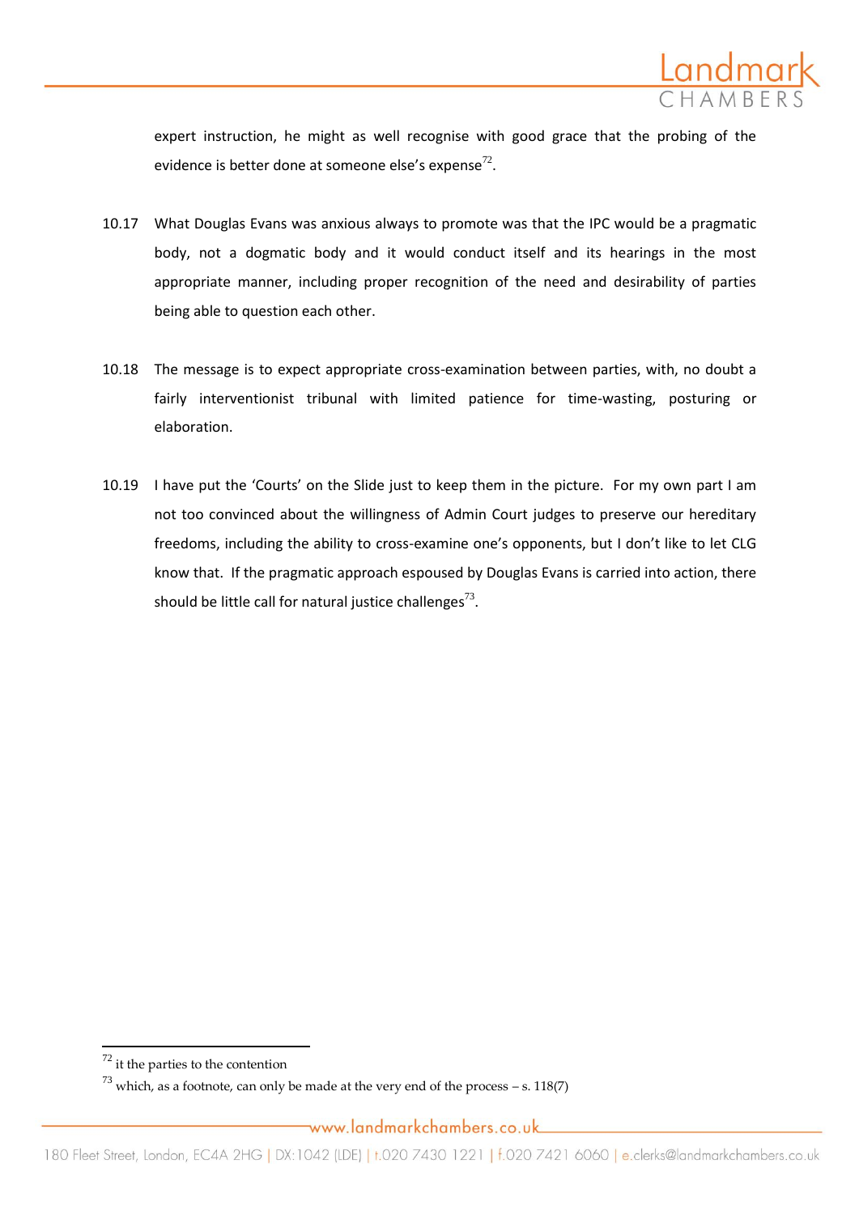expert instruction, he might as well recognise with good grace that the probing of the evidence is better done at someone else's expense[72].

10.17 What Douglas Evans was anxious always to promote was that the IPC would be a pragmatic body, not a dogmatic body and it would conduct itself and its hearings in the most appropriate manner, including proper recognition of the need and desirability of parties being able to question each other.

10.18 The message is to expect appropriate cross-examination between parties, with, no doubt a fairly interventionist tribunal with limited patience for time-wasting, posturing or elaboration.

10.19 I have put the 'Courts' on the Slide just to keep them in the picture. For my own part I am not too convinced about the willingness of Admin Court judges to preserve our hereditary freedoms, including the ability to cross-examine one's opponents, but I don't like to let CLG know that. If the pragmatic approach espoused by Douglas Evans is carried into action, there should be little call for natural justice challenges[73].

---

[72] it the parties to the contention

[73] which, as a footnote, can only be made at the very end of the process – s. 118(7)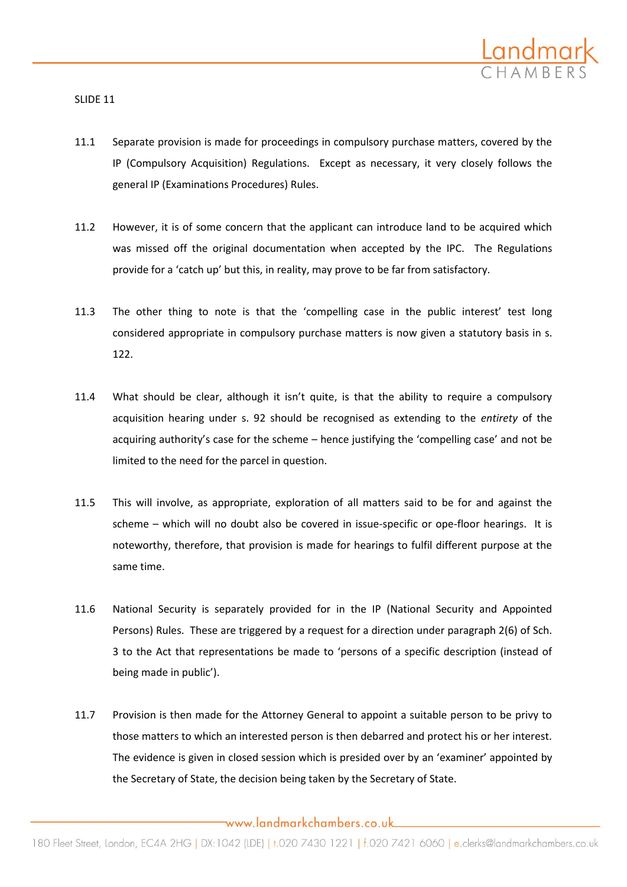SLIDE 11

11.1 Separate provision is made for proceedings in compulsory purchase matters, covered by the IP (Compulsory Acquisition) Regulations. Except as necessary, it very closely follows the general IP (Examinations Procedures) Rules.

11.2 However, it is of some concern that the applicant can introduce land to be acquired which was missed off the original documentation when accepted by the IPC. The Regulations provide for a 'catch up' but this, in reality, may prove to be far from satisfactory.

11.3 The other thing to note is that the 'compelling case in the public interest' test long considered appropriate in compulsory purchase matters is now given a statutory basis in s. 122.

11.4 What should be clear, although it isn't quite, is that the ability to require a compulsory acquisition hearing under s. 92 should be recognised as extending to the *entirety* of the acquiring authority's case for the scheme – hence justifying the 'compelling case' and not be limited to the need for the parcel in question.

11.5 This will involve, as appropriate, exploration of all matters said to be for and against the scheme – which will no doubt also be covered in issue-specific or ope-floor hearings. It is noteworthy, therefore, that provision is made for hearings to fulfil different purpose at the same time.

11.6 National Security is separately provided for in the IP (National Security and Appointed Persons) Rules. These are triggered by a request for a direction under paragraph 2(6) of Sch. 3 to the Act that representations be made to 'persons of a specific description (instead of being made in public').

11.7 Provision is then made for the Attorney General to appoint a suitable person to be privy to those matters to which an interested person is then debarred and protect his or her interest. The evidence is given in closed session which is presided over by an 'examiner' appointed by the Secretary of State, the decision being taken by the Secretary of State.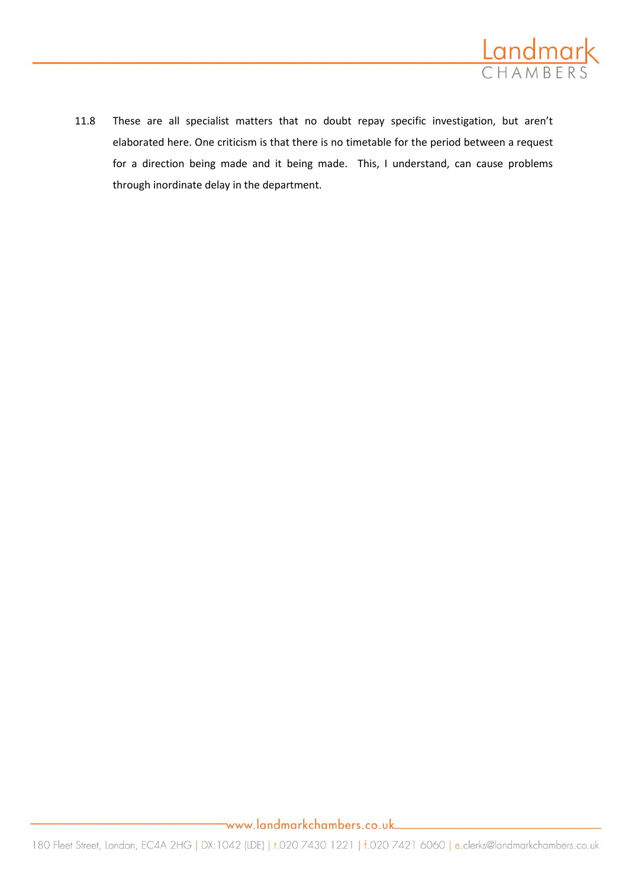11.8 These are all specialist matters that no doubt repay specific investigation, but aren't elaborated here. One criticism is that there is no timetable for the period between a request for a direction being made and it being made. This, I understand, can cause problems through inordinate delay in the department.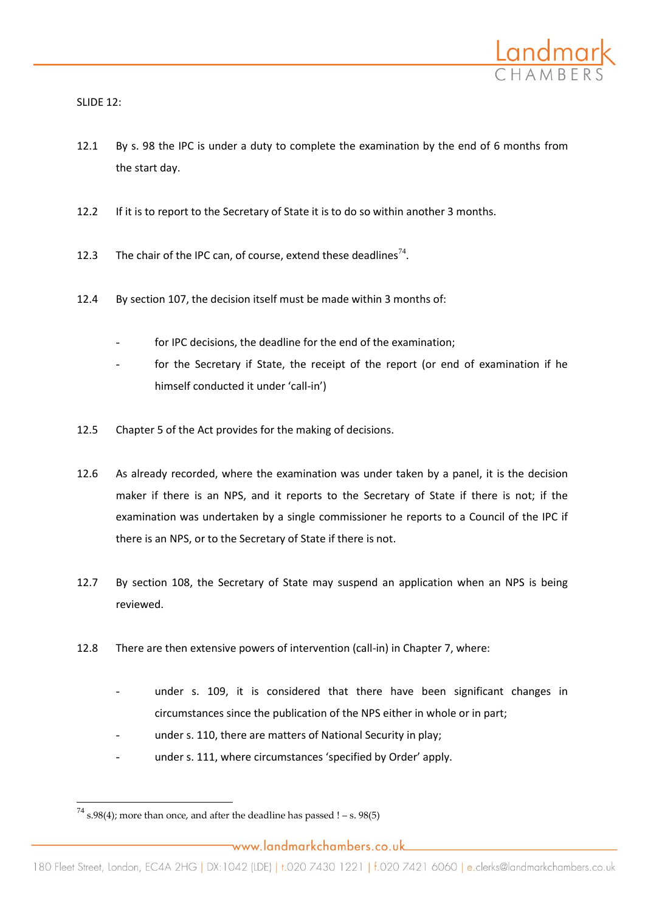SLIDE 12:

12.1 By s. 98 the IPC is under a duty to complete the examination by the end of 6 months from the start day.

12.2 If it is to report to the Secretary of State it is to do so within another 3 months.

12.3 The chair of the IPC can, of course, extend these deadlines[74].

12.4 By section 107, the decision itself must be made within 3 months of:

- for IPC decisions, the deadline for the end of the examination;
- for the Secretary if State, the receipt of the report (or end of examination if he himself conducted it under 'call-in')

12.5 Chapter 5 of the Act provides for the making of decisions.

12.6 As already recorded, where the examination was under taken by a panel, it is the decision maker if there is an NPS, and it reports to the Secretary of State if there is not; if the examination was undertaken by a single commissioner he reports to a Council of the IPC if there is an NPS, or to the Secretary of State if there is not.

12.7 By section 108, the Secretary of State may suspend an application when an NPS is being reviewed.

12.8 There are then extensive powers of intervention (call-in) in Chapter 7, where:

- under s. 109, it is considered that there have been significant changes in circumstances since the publication of the NPS either in whole or in part;
- under s. 110, there are matters of National Security in play;
- under s. 111, where circumstances 'specified by Order' apply.

---

[74] s.98(4); more than once, and after the deadline has passed ! – s. 98(5)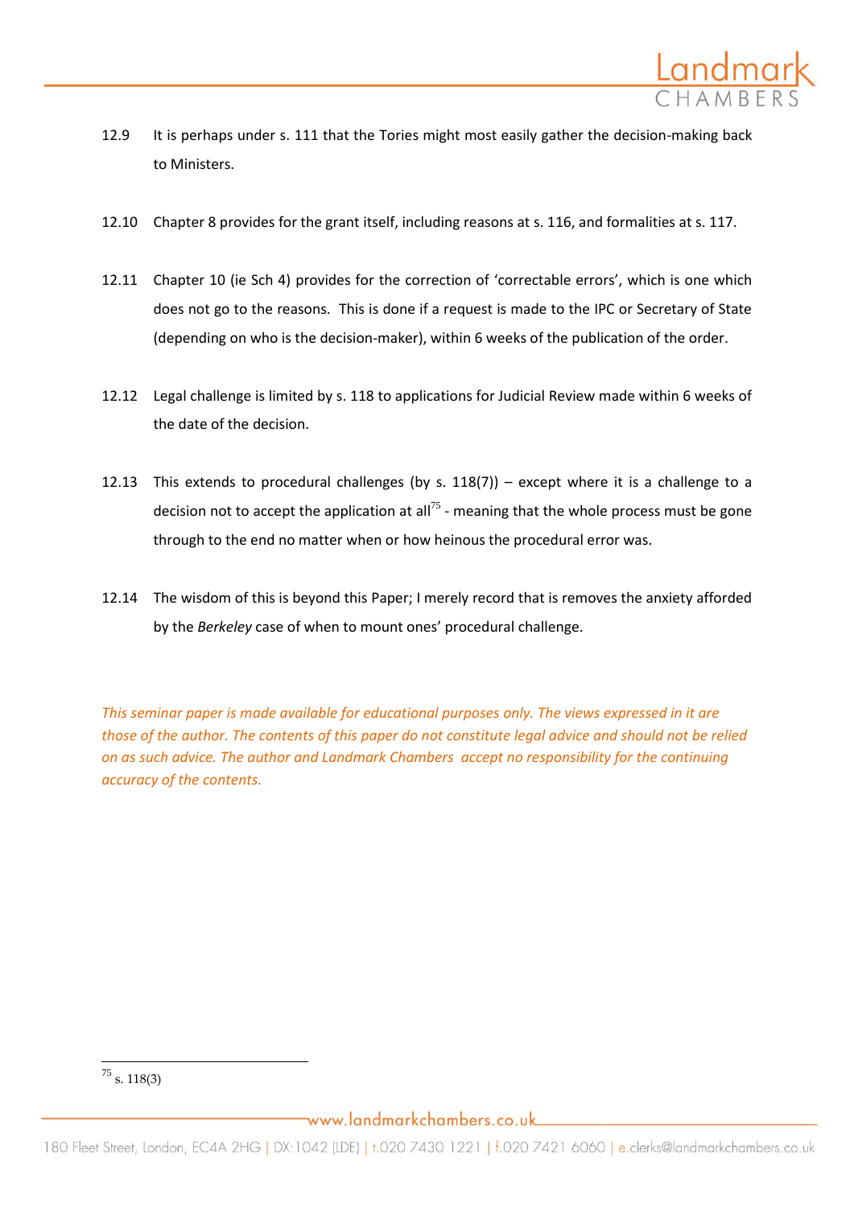12.9 It is perhaps under s. 111 that the Tories might most easily gather the decision-making back to Ministers.

12.10 Chapter 8 provides for the grant itself, including reasons at s. 116, and formalities at s. 117.

12.11 Chapter 10 (ie Sch 4) provides for the correction of 'correctable errors', which is one which does not go to the reasons. This is done if a request is made to the IPC or Secretary of State (depending on who is the decision-maker), within 6 weeks of the publication of the order.

12.12 Legal challenge is limited by s. 118 to applications for Judicial Review made within 6 weeks of the date of the decision.

12.13 This extends to procedural challenges (by s. 118(7)) – except where it is a challenge to a decision not to accept the application at all[75] - meaning that the whole process must be gone through to the end no matter when or how heinous the procedural error was.

12.14 The wisdom of this is beyond this Paper; I merely record that is removes the anxiety afforded by the *Berkeley* case of when to mount ones' procedural challenge.

*This seminar paper is made available for educational purposes only. The views expressed in it are those of the author. The contents of this paper do not constitute legal advice and should not be relied on as such advice. The author and Landmark Chambers accept no responsibility for the continuing accuracy of the contents.*

[75] s. 118(3)